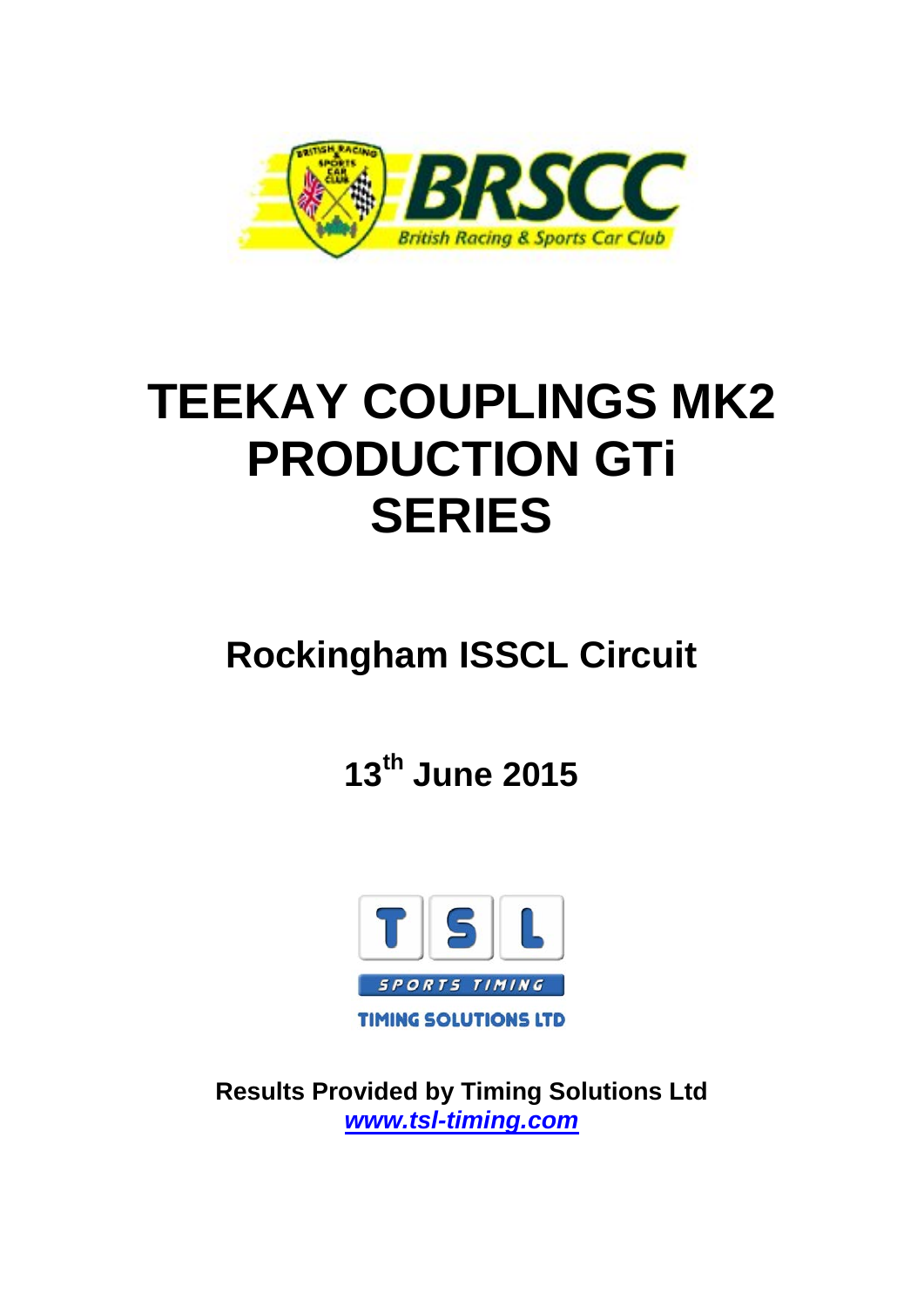# TEEKAY COUPLINGS MK2 PRODUCTION GTi SERIES

## Rockingham ISSCL Circuit

## 13th June 2015

**Results Provided by Timing Solutions Ltd**
***www.tsl-timing.com***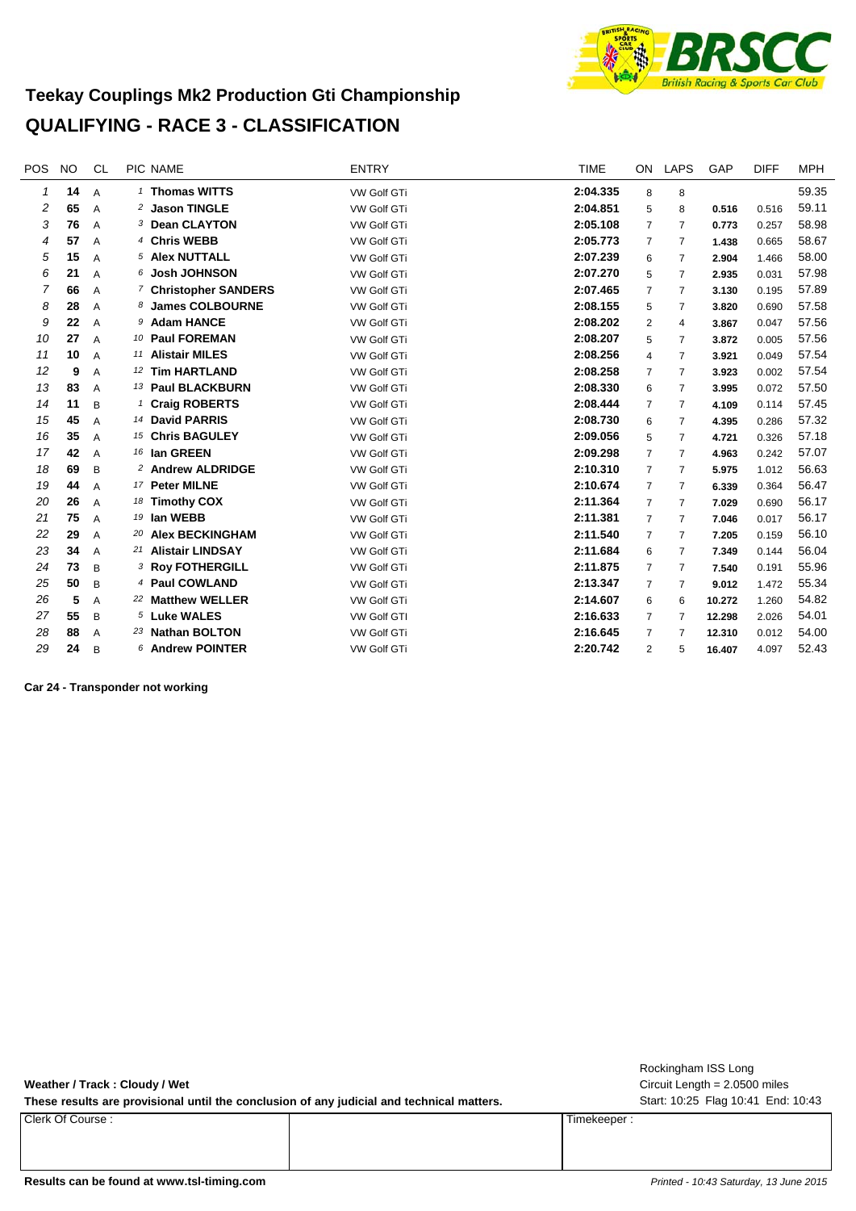## Teekay Couplings Mk2 Production Gti Championship

## QUALIFYING - RACE 3 - CLASSIFICATION

| POS | NO | CL | PIC | NAME | ENTRY | TIME | ON | LAPS | GAP | DIFF | MPH |
|---|---|---|---|---|---|---|---|---|---|---|---|
| 1 | 14 | A | 1 | Thomas WITTS | VW Golf GTi | 2:04.335 | 8 | 8 | | | 59.35 |
| 2 | 65 | A | 2 | Jason TINGLE | VW Golf GTi | 2:04.851 | 5 | 8 | 0.516 | 0.516 | 59.11 |
| 3 | 76 | A | 3 | Dean CLAYTON | VW Golf GTi | 2:05.108 | 7 | 7 | 0.773 | 0.257 | 58.98 |
| 4 | 57 | A | 4 | Chris WEBB | VW Golf GTi | 2:05.773 | 7 | 7 | 1.438 | 0.665 | 58.67 |
| 5 | 15 | A | 5 | Alex NUTTALL | VW Golf GTi | 2:07.239 | 6 | 7 | 2.904 | 1.466 | 58.00 |
| 6 | 21 | A | 6 | Josh JOHNSON | VW Golf GTi | 2:07.270 | 5 | 7 | 2.935 | 0.031 | 57.98 |
| 7 | 66 | A | 7 | Christopher SANDERS | VW Golf GTi | 2:07.465 | 7 | 7 | 3.130 | 0.195 | 57.89 |
| 8 | 28 | A | 8 | James COLBOURNE | VW Golf GTi | 2:08.155 | 5 | 7 | 3.820 | 0.690 | 57.58 |
| 9 | 22 | A | 9 | Adam HANCE | VW Golf GTi | 2:08.202 | 2 | 4 | 3.867 | 0.047 | 57.56 |
| 10 | 27 | A | 10 | Paul FOREMAN | VW Golf GTi | 2:08.207 | 5 | 7 | 3.872 | 0.005 | 57.56 |
| 11 | 10 | A | 11 | Alistair MILES | VW Golf GTi | 2:08.256 | 4 | 7 | 3.921 | 0.049 | 57.54 |
| 12 | 9 | A | 12 | Tim HARTLAND | VW Golf GTi | 2:08.258 | 7 | 7 | 3.923 | 0.002 | 57.54 |
| 13 | 83 | A | 13 | Paul BLACKBURN | VW Golf GTi | 2:08.330 | 6 | 7 | 3.995 | 0.072 | 57.50 |
| 14 | 11 | B | 1 | Craig ROBERTS | VW Golf GTi | 2:08.444 | 7 | 7 | 4.109 | 0.114 | 57.45 |
| 15 | 45 | A | 14 | David PARRIS | VW Golf GTi | 2:08.730 | 6 | 7 | 4.395 | 0.286 | 57.32 |
| 16 | 35 | A | 15 | Chris BAGULEY | VW Golf GTi | 2:09.056 | 5 | 7 | 4.721 | 0.326 | 57.18 |
| 17 | 42 | A | 16 | Ian GREEN | VW Golf GTi | 2:09.298 | 7 | 7 | 4.963 | 0.242 | 57.07 |
| 18 | 69 | B | 2 | Andrew ALDRIDGE | VW Golf GTi | 2:10.310 | 7 | 7 | 5.975 | 1.012 | 56.63 |
| 19 | 44 | A | 17 | Peter MILNE | VW Golf GTi | 2:10.674 | 7 | 7 | 6.339 | 0.364 | 56.47 |
| 20 | 26 | A | 18 | Timothy COX | VW Golf GTi | 2:11.364 | 7 | 7 | 7.029 | 0.690 | 56.17 |
| 21 | 75 | A | 19 | Ian WEBB | VW Golf GTi | 2:11.381 | 7 | 7 | 7.046 | 0.017 | 56.17 |
| 22 | 29 | A | 20 | Alex BECKINGHAM | VW Golf GTi | 2:11.540 | 7 | 7 | 7.205 | 0.159 | 56.10 |
| 23 | 34 | A | 21 | Alistair LINDSAY | VW Golf GTi | 2:11.684 | 6 | 7 | 7.349 | 0.144 | 56.04 |
| 24 | 73 | B | 3 | Roy FOTHERGILL | VW Golf GTi | 2:11.875 | 7 | 7 | 7.540 | 0.191 | 55.96 |
| 25 | 50 | B | 4 | Paul COWLAND | VW Golf GTi | 2:13.347 | 7 | 7 | 9.012 | 1.472 | 55.34 |
| 26 | 5 | A | 22 | Matthew WELLER | VW Golf GTi | 2:14.607 | 6 | 6 | 10.272 | 1.260 | 54.82 |
| 27 | 55 | B | 5 | Luke WALES | VW Golf GTI | 2:16.633 | 7 | 7 | 12.298 | 2.026 | 54.01 |
| 28 | 88 | A | 23 | Nathan BOLTON | VW Golf GTi | 2:16.645 | 7 | 7 | 12.310 | 0.012 | 54.00 |
| 29 | 24 | B | 6 | Andrew POINTER | VW Golf GTi | 2:20.742 | 2 | 5 | 16.407 | 4.097 | 52.43 |

**Car 24 - Transponder not working**

**Weather / Track : Cloudy / Wet**

**These results are provisional until the conclusion of any judicial and technical matters.**

Rockingham ISS Long
Circuit Length = 2.0500 miles
Start: 10:25 Flag 10:41 End: 10:43

| Clerk Of Course : | | Timekeeper : |
|---|---|---|
| | | |

**Results can be found at www.tsl-timing.com**

*Printed - 10:43 Saturday, 13 June 2015*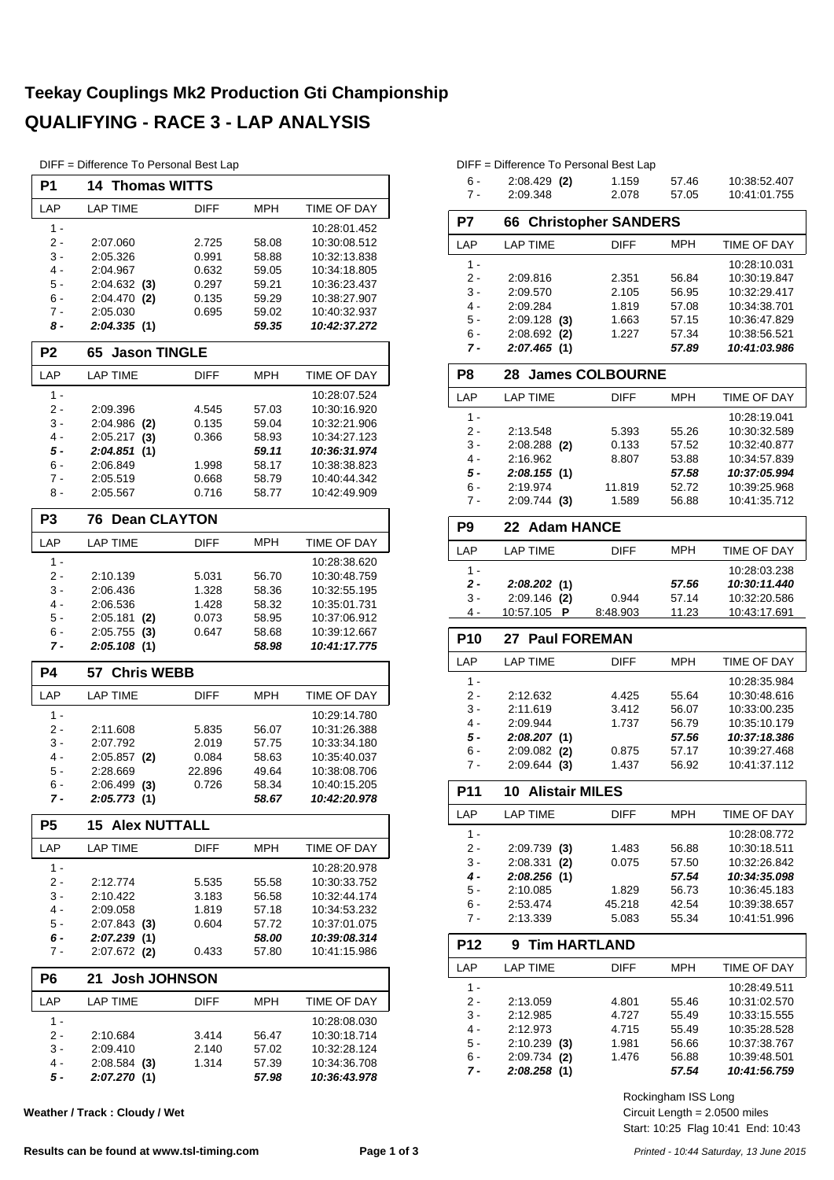# Teekay Couplings Mk2 Production Gti Championship

# QUALIFYING - RACE 3 - LAP ANALYSIS

DIFF = Difference To Personal Best Lap

## P1 14 Thomas WITTS

| LAP | LAP TIME | DIFF | MPH | TIME OF DAY |
|---|---|---|---|---|
| 1 - | | | | 10:28:01.452 |
| 2 - | 2:07.060 | 2.725 | 58.08 | 10:30:08.512 |
| 3 - | 2:05.326 | 0.991 | 58.88 | 10:32:13.838 |
| 4 - | 2:04.967 | 0.632 | 59.05 | 10:34:18.805 |
| 5 - | 2:04.632 **(3)** | 0.297 | 59.21 | 10:36:23.437 |
| 6 - | 2:04.470 **(2)** | 0.135 | 59.29 | 10:38:27.907 |
| 7 - | 2:05.030 | 0.695 | 59.02 | 10:40:32.937 |
| ***8 -*** | ***2:04.335 (1)*** | | ***59.35*** | ***10:42:37.272*** |

## P2 65 Jason TINGLE

| LAP | LAP TIME | DIFF | MPH | TIME OF DAY |
|---|---|---|---|---|
| 1 - | | | | 10:28:07.524 |
| 2 - | 2:09.396 | 4.545 | 57.03 | 10:30:16.920 |
| 3 - | 2:04.986 **(2)** | 0.135 | 59.04 | 10:32:21.906 |
| 4 - | 2:05.217 **(3)** | 0.366 | 58.93 | 10:34:27.123 |
| ***5 -*** | ***2:04.851 (1)*** | | ***59.11*** | ***10:36:31.974*** |
| 6 - | 2:06.849 | 1.998 | 58.17 | 10:38:38.823 |
| 7 - | 2:05.519 | 0.668 | 58.79 | 10:40:44.342 |
| 8 - | 2:05.567 | 0.716 | 58.77 | 10:42:49.909 |

## P3 76 Dean CLAYTON

| LAP | LAP TIME | DIFF | MPH | TIME OF DAY |
|---|---|---|---|---|
| 1 - | | | | 10:28:38.620 |
| 2 - | 2:10.139 | 5.031 | 56.70 | 10:30:48.759 |
| 3 - | 2:06.436 | 1.328 | 58.36 | 10:32:55.195 |
| 4 - | 2:06.536 | 1.428 | 58.32 | 10:35:01.731 |
| 5 - | 2:05.181 **(2)** | 0.073 | 58.95 | 10:37:06.912 |
| 6 - | 2:05.755 **(3)** | 0.647 | 58.68 | 10:39:12.667 |
| ***7 -*** | ***2:05.108 (1)*** | | ***58.98*** | ***10:41:17.775*** |

## P4 57 Chris WEBB

| LAP | LAP TIME | DIFF | MPH | TIME OF DAY |
|---|---|---|---|---|
| 1 - | | | | 10:29:14.780 |
| 2 - | 2:11.608 | 5.835 | 56.07 | 10:31:26.388 |
| 3 - | 2:07.792 | 2.019 | 57.75 | 10:33:34.180 |
| 4 - | 2:05.857 **(2)** | 0.084 | 58.63 | 10:35:40.037 |
| 5 - | 2:28.669 | 22.896 | 49.64 | 10:38:08.706 |
| 6 - | 2:06.499 **(3)** | 0.726 | 58.34 | 10:40:15.205 |
| ***7 -*** | ***2:05.773 (1)*** | | ***58.67*** | ***10:42:20.978*** |

## P5 15 Alex NUTTALL

| LAP | LAP TIME | DIFF | MPH | TIME OF DAY |
|---|---|---|---|---|
| 1 - | | | | 10:28:20.978 |
| 2 - | 2:12.774 | 5.535 | 55.58 | 10:30:33.752 |
| 3 - | 2:10.422 | 3.183 | 56.58 | 10:32:44.174 |
| 4 - | 2:09.058 | 1.819 | 57.18 | 10:34:53.232 |
| 5 - | 2:07.843 **(3)** | 0.604 | 57.72 | 10:37:01.075 |
| ***6 -*** | ***2:07.239 (1)*** | | ***58.00*** | ***10:39:08.314*** |
| 7 - | 2:07.672 **(2)** | 0.433 | 57.80 | 10:41:15.986 |

## P6 21 Josh JOHNSON

| LAP | LAP TIME | DIFF | MPH | TIME OF DAY |
|---|---|---|---|---|
| 1 - | | | | 10:28:08.030 |
| 2 - | 2:10.684 | 3.414 | 56.47 | 10:30:18.714 |
| 3 - | 2:09.410 | 2.140 | 57.02 | 10:32:28.124 |
| 4 - | 2:08.584 **(3)** | 1.314 | 57.39 | 10:34:36.708 |
| ***5 -*** | ***2:07.270 (1)*** | | ***57.98*** | ***10:36:43.978*** |
| 6 - | 2:08.429 **(2)** | 1.159 | 57.46 | 10:38:52.407 |
| 7 - | 2:09.348 | 2.078 | 57.05 | 10:41:01.755 |

## P7 66 Christopher SANDERS

| LAP | LAP TIME | DIFF | MPH | TIME OF DAY |
|---|---|---|---|---|
| 1 - | | | | 10:28:10.031 |
| 2 - | 2:09.816 | 2.351 | 56.84 | 10:30:19.847 |
| 3 - | 2:09.570 | 2.105 | 56.95 | 10:32:29.417 |
| 4 - | 2:09.284 | 1.819 | 57.08 | 10:34:38.701 |
| 5 - | 2:09.128 **(3)** | 1.663 | 57.15 | 10:36:47.829 |
| 6 - | 2:08.692 **(2)** | 1.227 | 57.34 | 10:38:56.521 |
| ***7 -*** | ***2:07.465 (1)*** | | ***57.89*** | ***10:41:03.986*** |

## P8 28 James COLBOURNE

| LAP | LAP TIME | DIFF | MPH | TIME OF DAY |
|---|---|---|---|---|
| 1 - | | | | 10:28:19.041 |
| 2 - | 2:13.548 | 5.393 | 55.26 | 10:30:32.589 |
| 3 - | 2:08.288 **(2)** | 0.133 | 57.52 | 10:32:40.877 |
| 4 - | 2:16.962 | 8.807 | 53.88 | 10:34:57.839 |
| ***5 -*** | ***2:08.155 (1)*** | | ***57.58*** | ***10:37:05.994*** |
| 6 - | 2:19.974 | 11.819 | 52.72 | 10:39:25.968 |
| 7 - | 2:09.744 **(3)** | 1.589 | 56.88 | 10:41:35.712 |

## P9 22 Adam HANCE

| LAP | LAP TIME | DIFF | MPH | TIME OF DAY |
|---|---|---|---|---|
| 1 - | | | | 10:28:03.238 |
| ***2 -*** | ***2:08.202 (1)*** | | ***57.56*** | ***10:30:11.440*** |
| 3 - | 2:09.146 **(2)** | 0.944 | 57.14 | 10:32:20.586 |
| 4 - | 10:57.105 **P** | 8:48.903 | 11.23 | 10:43:17.691 |

## P10 27 Paul FOREMAN

| LAP | LAP TIME | DIFF | MPH | TIME OF DAY |
|---|---|---|---|---|
| 1 - | | | | 10:28:35.984 |
| 2 - | 2:12.632 | 4.425 | 55.64 | 10:30:48.616 |
| 3 - | 2:11.619 | 3.412 | 56.07 | 10:33:00.235 |
| 4 - | 2:09.944 | 1.737 | 56.79 | 10:35:10.179 |
| ***5 -*** | ***2:08.207 (1)*** | | ***57.56*** | ***10:37:18.386*** |
| 6 - | 2:09.082 **(2)** | 0.875 | 57.17 | 10:39:27.468 |
| 7 - | 2:09.644 **(3)** | 1.437 | 56.92 | 10:41:37.112 |

## P11 10 Alistair MILES

| LAP | LAP TIME | DIFF | MPH | TIME OF DAY |
|---|---|---|---|---|
| 1 - | | | | 10:28:08.772 |
| 2 - | 2:09.739 **(3)** | 1.483 | 56.88 | 10:30:18.511 |
| 3 - | 2:08.331 **(2)** | 0.075 | 57.50 | 10:32:26.842 |
| ***4 -*** | ***2:08.256 (1)*** | | ***57.54*** | ***10:34:35.098*** |
| 5 - | 2:10.085 | 1.829 | 56.73 | 10:36:45.183 |
| 6 - | 2:53.474 | 45.218 | 42.54 | 10:39:38.657 |
| 7 - | 2:13.339 | 5.083 | 55.34 | 10:41:51.996 |

## P12 9 Tim HARTLAND

| LAP | LAP TIME | DIFF | MPH | TIME OF DAY |
|---|---|---|---|---|
| 1 - | | | | 10:28:49.511 |
| 2 - | 2:13.059 | 4.801 | 55.46 | 10:31:02.570 |
| 3 - | 2:12.985 | 4.727 | 55.49 | 10:33:15.555 |
| 4 - | 2:12.973 | 4.715 | 55.49 | 10:35:28.528 |
| 5 - | 2:10.239 **(3)** | 1.981 | 56.66 | 10:37:38.767 |
| 6 - | 2:09.734 **(2)** | 1.476 | 56.88 | 10:39:48.501 |
| ***7 -*** | ***2:08.258 (1)*** | | ***57.54*** | ***10:41:56.759*** |

**Weather / Track : Cloudy / Wet**

Rockingham ISS Long
Circuit Length = 2.0500 miles
Start: 10:25 Flag 10:41 End: 10:43

**Results can be found at www.tsl-timing.com**

*Printed - 10:44 Saturday, 13 June 2015*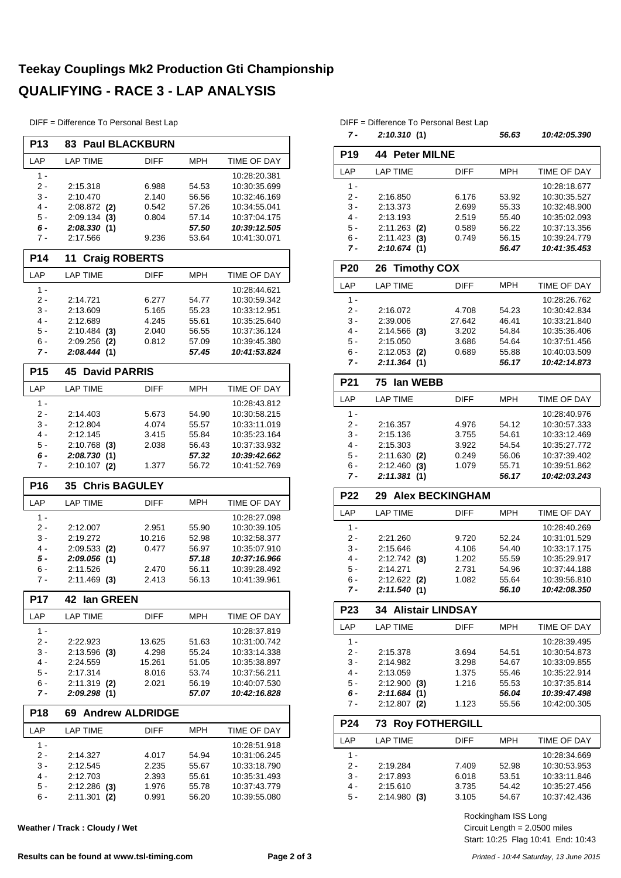# Teekay Couplings Mk2 Production Gti Championship

## QUALIFYING - RACE 3 - LAP ANALYSIS

DIFF = Difference To Personal Best Lap

### P13 83 Paul BLACKBURN

| LAP | LAP TIME | DIFF | MPH | TIME OF DAY |
|---|---|---|---|---|
| 1 - | | | | 10:28:20.381 |
| 2 - | 2:15.318 | 6.988 | 54.53 | 10:30:35.699 |
| 3 - | 2:10.470 | 2.140 | 56.56 | 10:32:46.169 |
| 4 - | 2:08.872 **(2)** | 0.542 | 57.26 | 10:34:55.041 |
| 5 - | 2:09.134 **(3)** | 0.804 | 57.14 | 10:37:04.175 |
| ***6 -*** | ***2:08.330 (1)*** | | ***57.50*** | ***10:39:12.505*** |
| 7 - | 2:17.566 | 9.236 | 53.64 | 10:41:30.071 |

### P14 11 Craig ROBERTS

| LAP | LAP TIME | DIFF | MPH | TIME OF DAY |
|---|---|---|---|---|
| 1 - | | | | 10:28:44.621 |
| 2 - | 2:14.721 | 6.277 | 54.77 | 10:30:59.342 |
| 3 - | 2:13.609 | 5.165 | 55.23 | 10:33:12.951 |
| 4 - | 2:12.689 | 4.245 | 55.61 | 10:35:25.640 |
| 5 - | 2:10.484 **(3)** | 2.040 | 56.55 | 10:37:36.124 |
| 6 - | 2:09.256 **(2)** | 0.812 | 57.09 | 10:39:45.380 |
| ***7 -*** | ***2:08.444 (1)*** | | ***57.45*** | ***10:41:53.824*** |

### P15 45 David PARRIS

| LAP | LAP TIME | DIFF | MPH | TIME OF DAY |
|---|---|---|---|---|
| 1 - | | | | 10:28:43.812 |
| 2 - | 2:14.403 | 5.673 | 54.90 | 10:30:58.215 |
| 3 - | 2:12.804 | 4.074 | 55.57 | 10:33:11.019 |
| 4 - | 2:12.145 | 3.415 | 55.84 | 10:35:23.164 |
| 5 - | 2:10.768 **(3)** | 2.038 | 56.43 | 10:37:33.932 |
| ***6 -*** | ***2:08.730 (1)*** | | ***57.32*** | ***10:39:42.662*** |
| 7 - | 2:10.107 **(2)** | 1.377 | 56.72 | 10:41:52.769 |

### P16 35 Chris BAGULEY

| LAP | LAP TIME | DIFF | MPH | TIME OF DAY |
|---|---|---|---|---|
| 1 - | | | | 10:28:27.098 |
| 2 - | 2:12.007 | 2.951 | 55.90 | 10:30:39.105 |
| 3 - | 2:19.272 | 10.216 | 52.98 | 10:32:58.377 |
| 4 - | 2:09.533 **(2)** | 0.477 | 56.97 | 10:35:07.910 |
| ***5 -*** | ***2:09.056 (1)*** | | ***57.18*** | ***10:37:16.966*** |
| 6 - | 2:11.526 | 2.470 | 56.11 | 10:39:28.492 |
| 7 - | 2:11.469 **(3)** | 2.413 | 56.13 | 10:41:39.961 |

### P17 42 Ian GREEN

| LAP | LAP TIME | DIFF | MPH | TIME OF DAY |
|---|---|---|---|---|
| 1 - | | | | 10:28:37.819 |
| 2 - | 2:22.923 | 13.625 | 51.63 | 10:31:00.742 |
| 3 - | 2:13.596 **(3)** | 4.298 | 55.24 | 10:33:14.338 |
| 4 - | 2:24.559 | 15.261 | 51.05 | 10:35:38.897 |
| 5 - | 2:17.314 | 8.016 | 53.74 | 10:37:56.211 |
| 6 - | 2:11.319 **(2)** | 2.021 | 56.19 | 10:40:07.530 |
| ***7 -*** | ***2:09.298 (1)*** | | ***57.07*** | ***10:42:16.828*** |

### P18 69 Andrew ALDRIDGE

| LAP | LAP TIME | DIFF | MPH | TIME OF DAY |
|---|---|---|---|---|
| 1 - | | | | 10:28:51.918 |
| 2 - | 2:14.327 | 4.017 | 54.94 | 10:31:06.245 |
| 3 - | 2:12.545 | 2.235 | 55.67 | 10:33:18.790 |
| 4 - | 2:12.703 | 2.393 | 55.61 | 10:35:31.493 |
| 5 - | 2:12.286 **(3)** | 1.976 | 55.78 | 10:37:43.779 |
| 6 - | 2:11.301 **(2)** | 0.991 | 56.20 | 10:39:55.080 |
| ***7 -*** | ***2:10.310 (1)*** | | ***56.63*** | ***10:42:05.390*** |

### P19 44 Peter MILNE

| LAP | LAP TIME | DIFF | MPH | TIME OF DAY |
|---|---|---|---|---|
| 1 - | | | | 10:28:18.677 |
| 2 - | 2:16.850 | 6.176 | 53.92 | 10:30:35.527 |
| 3 - | 2:13.373 | 2.699 | 55.33 | 10:32:48.900 |
| 4 - | 2:13.193 | 2.519 | 55.40 | 10:35:02.093 |
| 5 - | 2:11.263 **(2)** | 0.589 | 56.22 | 10:37:13.356 |
| 6 - | 2:11.423 **(3)** | 0.749 | 56.15 | 10:39:24.779 |
| ***7 -*** | ***2:10.674 (1)*** | | ***56.47*** | ***10:41:35.453*** |

### P20 26 Timothy COX

| LAP | LAP TIME | DIFF | MPH | TIME OF DAY |
|---|---|---|---|---|
| 1 - | | | | 10:28:26.762 |
| 2 - | 2:16.072 | 4.708 | 54.23 | 10:30:42.834 |
| 3 - | 2:39.006 | 27.642 | 46.41 | 10:33:21.840 |
| 4 - | 2:14.566 **(3)** | 3.202 | 54.84 | 10:35:36.406 |
| 5 - | 2:15.050 | 3.686 | 54.64 | 10:37:51.456 |
| 6 - | 2:12.053 **(2)** | 0.689 | 55.88 | 10:40:03.509 |
| ***7 -*** | ***2:11.364 (1)*** | | ***56.17*** | ***10:42:14.873*** |

### P21 75 Ian WEBB

| LAP | LAP TIME | DIFF | MPH | TIME OF DAY |
|---|---|---|---|---|
| 1 - | | | | 10:28:40.976 |
| 2 - | 2:16.357 | 4.976 | 54.12 | 10:30:57.333 |
| 3 - | 2:15.136 | 3.755 | 54.61 | 10:33:12.469 |
| 4 - | 2:15.303 | 3.922 | 54.54 | 10:35:27.772 |
| 5 - | 2:11.630 **(2)** | 0.249 | 56.06 | 10:37:39.402 |
| 6 - | 2:12.460 **(3)** | 1.079 | 55.71 | 10:39:51.862 |
| ***7 -*** | ***2:11.381 (1)*** | | ***56.17*** | ***10:42:03.243*** |

### P22 29 Alex BECKINGHAM

| LAP | LAP TIME | DIFF | MPH | TIME OF DAY |
|---|---|---|---|---|
| 1 - | | | | 10:28:40.269 |
| 2 - | 2:21.260 | 9.720 | 52.24 | 10:31:01.529 |
| 3 - | 2:15.646 | 4.106 | 54.40 | 10:33:17.175 |
| 4 - | 2:12.742 **(3)** | 1.202 | 55.59 | 10:35:29.917 |
| 5 - | 2:14.271 | 2.731 | 54.96 | 10:37:44.188 |
| 6 - | 2:12.622 **(2)** | 1.082 | 55.64 | 10:39:56.810 |
| ***7 -*** | ***2:11.540 (1)*** | | ***56.10*** | ***10:42:08.350*** |

### P23 34 Alistair LINDSAY

| LAP | LAP TIME | DIFF | MPH | TIME OF DAY |
|---|---|---|---|---|
| 1 - | | | | 10:28:39.495 |
| 2 - | 2:15.378 | 3.694 | 54.51 | 10:30:54.873 |
| 3 - | 2:14.982 | 3.298 | 54.67 | 10:33:09.855 |
| 4 - | 2:13.059 | 1.375 | 55.46 | 10:35:22.914 |
| 5 - | 2:12.900 **(3)** | 1.216 | 55.53 | 10:37:35.814 |
| ***6 -*** | ***2:11.684 (1)*** | | ***56.04*** | ***10:39:47.498*** |
| 7 - | 2:12.807 **(2)** | 1.123 | 55.56 | 10:42:00.305 |

### P24 73 Roy FOTHERGILL

| LAP | LAP TIME | DIFF | MPH | TIME OF DAY |
|---|---|---|---|---|
| 1 - | | | | 10:28:34.669 |
| 2 - | 2:19.284 | 7.409 | 52.98 | 10:30:53.953 |
| 3 - | 2:17.893 | 6.018 | 53.51 | 10:33:11.846 |
| 4 - | 2:15.610 | 3.735 | 54.42 | 10:35:27.456 |
| 5 - | 2:14.980 **(3)** | 3.105 | 54.67 | 10:37:42.436 |

**Weather / Track : Cloudy / Wet**

Rockingham ISS Long
Circuit Length = 2.0500 miles
Start: 10:25 Flag 10:41 End: 10:43

**Results can be found at www.tsl-timing.com**

*Printed - 10:44 Saturday, 13 June 2015*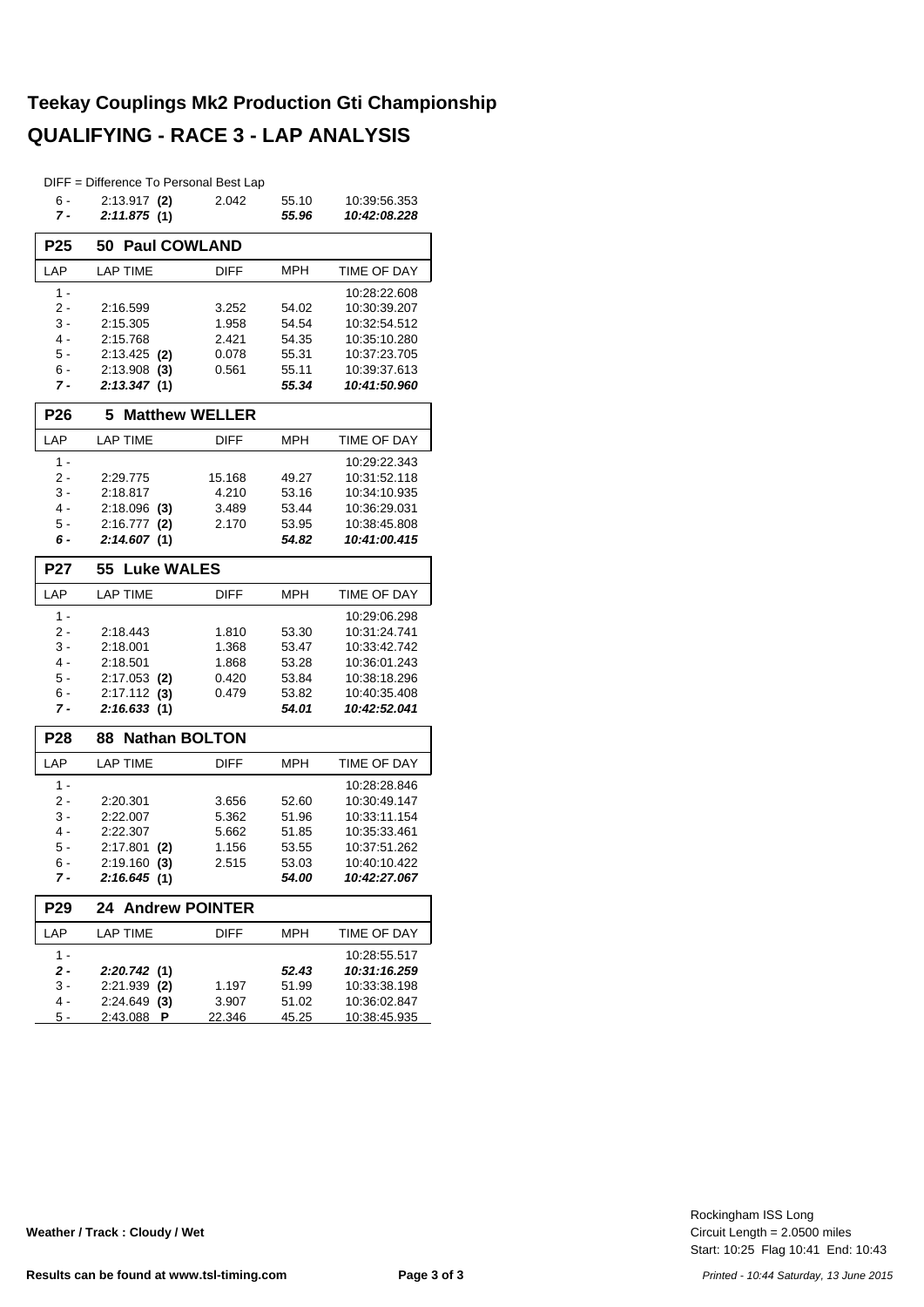# Teekay Couplings Mk2 Production Gti Championship

## QUALIFYING - RACE 3 - LAP ANALYSIS

DIFF = Difference To Personal Best Lap

| LAP | LAP TIME | DIFF | MPH | TIME OF DAY |
|---|---|---|---|---|
| 6 - | 2:13.917 **(2)** | 2.042 | 55.10 | 10:39:56.353 |
| ***7 -*** | ***2:11.875*** **(1)** | | ***55.96*** | ***10:42:08.228*** |

### P25 50 Paul COWLAND

| LAP | LAP TIME | DIFF | MPH | TIME OF DAY |
|---|---|---|---|---|
| 1 - | | | | 10:28:22.608 |
| 2 - | 2:16.599 | 3.252 | 54.02 | 10:30:39.207 |
| 3 - | 2:15.305 | 1.958 | 54.54 | 10:32:54.512 |
| 4 - | 2:15.768 | 2.421 | 54.35 | 10:35:10.280 |
| 5 - | 2:13.425 **(2)** | 0.078 | 55.31 | 10:37:23.705 |
| 6 - | 2:13.908 **(3)** | 0.561 | 55.11 | 10:39:37.613 |
| ***7 -*** | ***2:13.347*** **(1)** | | ***55.34*** | ***10:41:50.960*** |

### P26 5 Matthew WELLER

| LAP | LAP TIME | DIFF | MPH | TIME OF DAY |
|---|---|---|---|---|
| 1 - | | | | 10:29:22.343 |
| 2 - | 2:29.775 | 15.168 | 49.27 | 10:31:52.118 |
| 3 - | 2:18.817 | 4.210 | 53.16 | 10:34:10.935 |
| 4 - | 2:18.096 **(3)** | 3.489 | 53.44 | 10:36:29.031 |
| 5 - | 2:16.777 **(2)** | 2.170 | 53.95 | 10:38:45.808 |
| ***6 -*** | ***2:14.607*** **(1)** | | ***54.82*** | ***10:41:00.415*** |

### P27 55 Luke WALES

| LAP | LAP TIME | DIFF | MPH | TIME OF DAY |
|---|---|---|---|---|
| 1 - | | | | 10:29:06.298 |
| 2 - | 2:18.443 | 1.810 | 53.30 | 10:31:24.741 |
| 3 - | 2:18.001 | 1.368 | 53.47 | 10:33:42.742 |
| 4 - | 2:18.501 | 1.868 | 53.28 | 10:36:01.243 |
| 5 - | 2:17.053 **(2)** | 0.420 | 53.84 | 10:38:18.296 |
| 6 - | 2:17.112 **(3)** | 0.479 | 53.82 | 10:40:35.408 |
| ***7 -*** | ***2:16.633*** **(1)** | | ***54.01*** | ***10:42:52.041*** |

### P28 88 Nathan BOLTON

| LAP | LAP TIME | DIFF | MPH | TIME OF DAY |
|---|---|---|---|---|
| 1 - | | | | 10:28:28.846 |
| 2 - | 2:20.301 | 3.656 | 52.60 | 10:30:49.147 |
| 3 - | 2:22.007 | 5.362 | 51.96 | 10:33:11.154 |
| 4 - | 2:22.307 | 5.662 | 51.85 | 10:35:33.461 |
| 5 - | 2:17.801 **(2)** | 1.156 | 53.55 | 10:37:51.262 |
| 6 - | 2:19.160 **(3)** | 2.515 | 53.03 | 10:40:10.422 |
| ***7 -*** | ***2:16.645*** **(1)** | | ***54.00*** | ***10:42:27.067*** |

### P29 24 Andrew POINTER

| LAP | LAP TIME | DIFF | MPH | TIME OF DAY |
|---|---|---|---|---|
| 1 - | | | | 10:28:55.517 |
| ***2 -*** | ***2:20.742*** **(1)** | | ***52.43*** | ***10:31:16.259*** |
| 3 - | 2:21.939 **(2)** | 1.197 | 51.99 | 10:33:38.198 |
| 4 - | 2:24.649 **(3)** | 3.907 | 51.02 | 10:36:02.847 |
| 5 - | 2:43.088 **P** | 22.346 | 45.25 | 10:38:45.935 |

**Weather / Track : Cloudy / Wet**

Rockingham ISS Long
Circuit Length = 2.0500 miles
Start: 10:25 Flag 10:41 End: 10:43

**Results can be found at www.tsl-timing.com**

*Printed - 10:44 Saturday, 13 June 2015*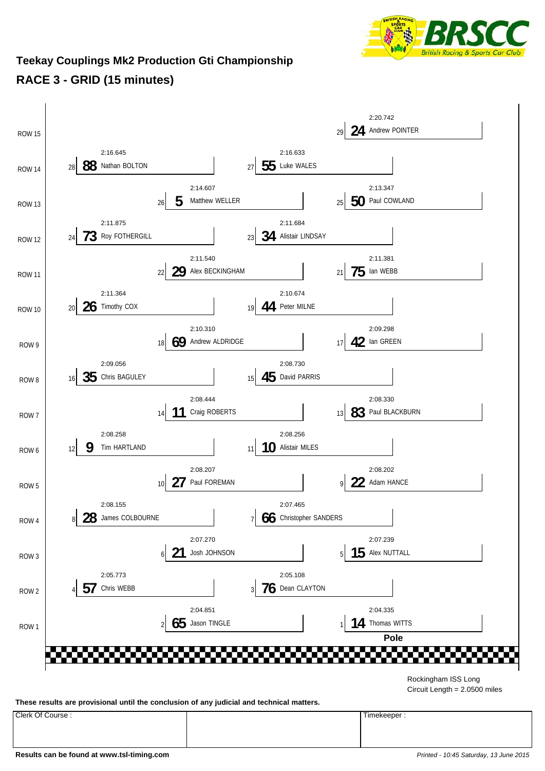## Teekay Couplings Mk2 Production Gti Championship

## RACE 3 - GRID (15 minutes)

| Row | Position | No. | Driver | Time |
|---|---|---|---|---|
| ROW 1 | 1 (Pole) | 14 | Thomas WITTS | 2:04.335 |
| ROW 1 | 2 | 65 | Jason TINGLE | 2:04.851 |
| ROW 2 | 3 | 76 | Dean CLAYTON | 2:05.108 |
| ROW 2 | 4 | 57 | Chris WEBB | 2:05.773 |
| ROW 3 | 5 | 15 | Alex NUTTALL | 2:07.239 |
| ROW 3 | 6 | 21 | Josh JOHNSON | 2:07.270 |
| ROW 4 | 7 | 66 | Christopher SANDERS | 2:07.465 |
| ROW 4 | 8 | 28 | James COLBOURNE | 2:08.155 |
| ROW 5 | 9 | 22 | Adam HANCE | 2:08.202 |
| ROW 5 | 10 | 27 | Paul FOREMAN | 2:08.207 |
| ROW 6 | 11 | 10 | Alistair MILES | 2:08.256 |
| ROW 6 | 12 | 9 | Tim HARTLAND | 2:08.258 |
| ROW 7 | 13 | 83 | Paul BLACKBURN | 2:08.330 |
| ROW 7 | 14 | 11 | Craig ROBERTS | 2:08.444 |
| ROW 8 | 15 | 45 | David PARRIS | 2:08.730 |
| ROW 8 | 16 | 35 | Chris BAGULEY | 2:09.056 |
| ROW 9 | 17 | 42 | Ian GREEN | 2:09.298 |
| ROW 9 | 18 | 69 | Andrew ALDRIDGE | 2:10.310 |
| ROW 10 | 19 | 44 | Peter MILNE | 2:10.674 |
| ROW 10 | 20 | 26 | Timothy COX | 2:11.364 |
| ROW 11 | 21 | 75 | Ian WEBB | 2:11.381 |
| ROW 11 | 22 | 29 | Alex BECKINGHAM | 2:11.540 |
| ROW 12 | 23 | 34 | Alistair LINDSAY | 2:11.684 |
| ROW 12 | 24 | 73 | Roy FOTHERGILL | 2:11.875 |
| ROW 13 | 25 | 50 | Paul COWLAND | 2:13.347 |
| ROW 13 | 26 | 5 | Matthew WELLER | 2:14.607 |
| ROW 14 | 27 | 55 | Luke WALES | 2:16.633 |
| ROW 14 | 28 | 88 | Nathan BOLTON | 2:16.645 |
| ROW 15 | 29 | 24 | Andrew POINTER | 2:20.742 |

Rockingham ISS Long
Circuit Length = 2.0500 miles

**These results are provisional until the conclusion of any judicial and technical matters.**

| Clerk Of Course : | | Timekeeper : |
|---|---|---|
| | | |

**Results can be found at www.tsl-timing.com**

*Printed - 10:45 Saturday, 13 June 2015*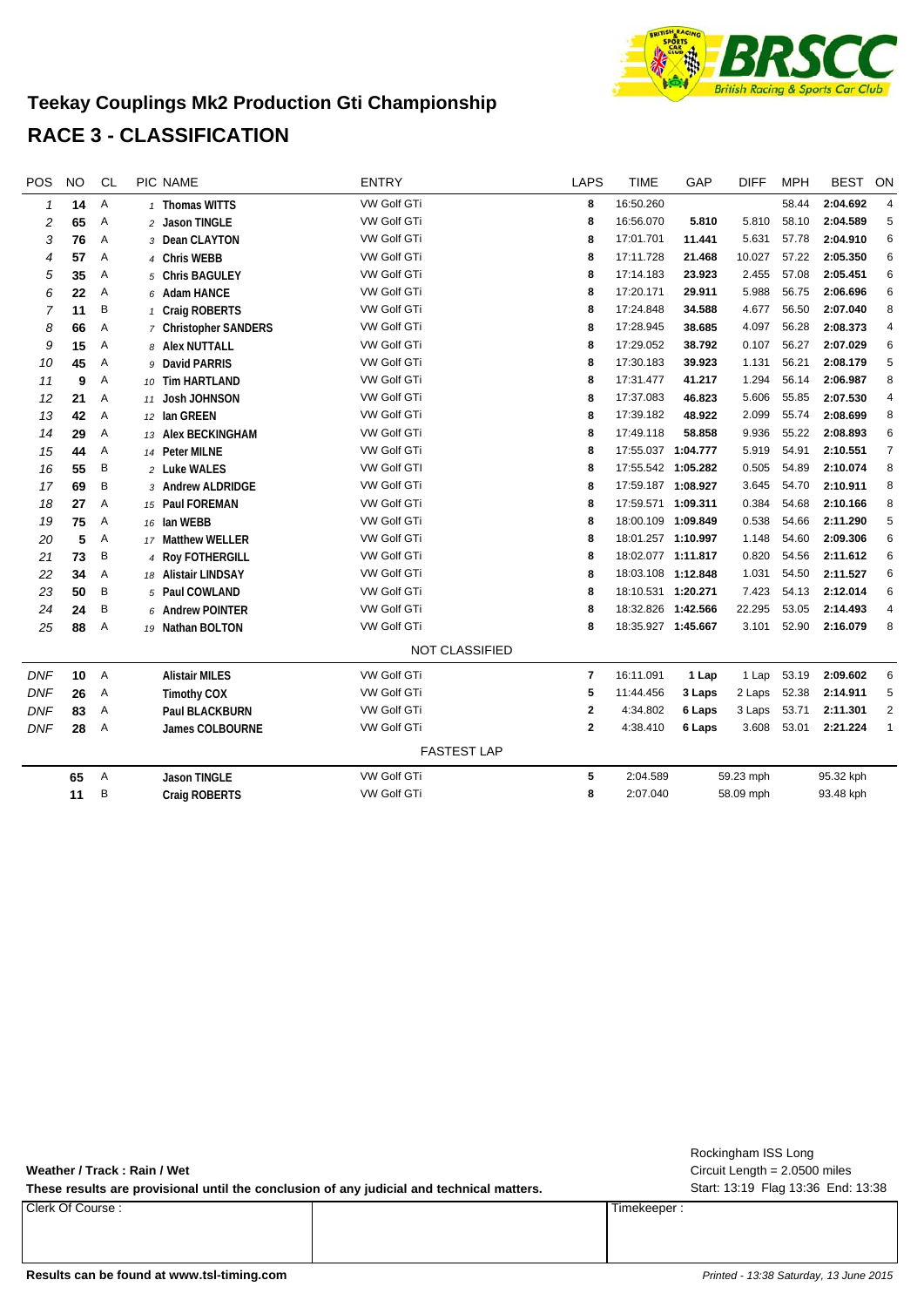## Teekay Couplings Mk2 Production Gti Championship

## RACE 3 - CLASSIFICATION

| POS | NO | CL | PIC | NAME | ENTRY | LAPS | TIME | GAP | DIFF | MPH | BEST | ON |
|---|---|---|---|---|---|---|---|---|---|---|---|---|
| 1 | 14 | A | 1 | Thomas WITTS | VW Golf GTi | 8 | 16:50.260 | | | 58.44 | 2:04.692 | 4 |
| 2 | 65 | A | 2 | Jason TINGLE | VW Golf GTi | 8 | 16:56.070 | 5.810 | 5.810 | 58.10 | 2:04.589 | 5 |
| 3 | 76 | A | 3 | Dean CLAYTON | VW Golf GTi | 8 | 17:01.701 | 11.441 | 5.631 | 57.78 | 2:04.910 | 6 |
| 4 | 57 | A | 4 | Chris WEBB | VW Golf GTi | 8 | 17:11.728 | 21.468 | 10.027 | 57.22 | 2:05.350 | 6 |
| 5 | 35 | A | 5 | Chris BAGULEY | VW Golf GTi | 8 | 17:14.183 | 23.923 | 2.455 | 57.08 | 2:05.451 | 6 |
| 6 | 22 | A | 6 | Adam HANCE | VW Golf GTi | 8 | 17:20.171 | 29.911 | 5.988 | 56.75 | 2:06.696 | 6 |
| 7 | 11 | B | 1 | Craig ROBERTS | VW Golf GTi | 8 | 17:24.848 | 34.588 | 4.677 | 56.50 | 2:07.040 | 8 |
| 8 | 66 | A | 7 | Christopher SANDERS | VW Golf GTi | 8 | 17:28.945 | 38.685 | 4.097 | 56.28 | 2:08.373 | 4 |
| 9 | 15 | A | 8 | Alex NUTTALL | VW Golf GTi | 8 | 17:29.052 | 38.792 | 0.107 | 56.27 | 2:07.029 | 6 |
| 10 | 45 | A | 9 | David PARRIS | VW Golf GTi | 8 | 17:30.183 | 39.923 | 1.131 | 56.21 | 2:08.179 | 5 |
| 11 | 9 | A | 10 | Tim HARTLAND | VW Golf GTi | 8 | 17:31.477 | 41.217 | 1.294 | 56.14 | 2:06.987 | 8 |
| 12 | 21 | A | 11 | Josh JOHNSON | VW Golf GTi | 8 | 17:37.083 | 46.823 | 5.606 | 55.85 | 2:07.530 | 4 |
| 13 | 42 | A | 12 | Ian GREEN | VW Golf GTi | 8 | 17:39.182 | 48.922 | 2.099 | 55.74 | 2:08.699 | 8 |
| 14 | 29 | A | 13 | Alex BECKINGHAM | VW Golf GTi | 8 | 17:49.118 | 58.858 | 9.936 | 55.22 | 2:08.893 | 6 |
| 15 | 44 | A | 14 | Peter MILNE | VW Golf GTi | 8 | 17:55.037 | 1:04.777 | 5.919 | 54.91 | 2:10.551 | 7 |
| 16 | 55 | B | 2 | Luke WALES | VW Golf GTI | 8 | 17:55.542 | 1:05.282 | 0.505 | 54.89 | 2:10.074 | 8 |
| 17 | 69 | B | 3 | Andrew ALDRIDGE | VW Golf GTi | 8 | 17:59.187 | 1:08.927 | 3.645 | 54.70 | 2:10.911 | 8 |
| 18 | 27 | A | 15 | Paul FOREMAN | VW Golf GTi | 8 | 17:59.571 | 1:09.311 | 0.384 | 54.68 | 2:10.166 | 8 |
| 19 | 75 | A | 16 | Ian WEBB | VW Golf GTi | 8 | 18:00.109 | 1:09.849 | 0.538 | 54.66 | 2:11.290 | 5 |
| 20 | 5 | A | 17 | Matthew WELLER | VW Golf GTi | 8 | 18:01.257 | 1:10.997 | 1.148 | 54.60 | 2:09.306 | 6 |
| 21 | 73 | B | 4 | Roy FOTHERGILL | VW Golf GTi | 8 | 18:02.077 | 1:11.817 | 0.820 | 54.56 | 2:11.612 | 6 |
| 22 | 34 | A | 18 | Alistair LINDSAY | VW Golf GTi | 8 | 18:03.108 | 1:12.848 | 1.031 | 54.50 | 2:11.527 | 6 |
| 23 | 50 | B | 5 | Paul COWLAND | VW Golf GTi | 8 | 18:10.531 | 1:20.271 | 7.423 | 54.13 | 2:12.014 | 6 |
| 24 | 24 | B | 6 | Andrew POINTER | VW Golf GTi | 8 | 18:32.826 | 1:42.566 | 22.295 | 53.05 | 2:14.493 | 4 |
| 25 | 88 | A | 19 | Nathan BOLTON | VW Golf GTi | 8 | 18:35.927 | 1:45.667 | 3.101 | 52.90 | 2:16.079 | 8 |
| | | | | | NOT CLASSIFIED | | | | | | | |
| DNF | 10 | A | | Alistair MILES | VW Golf GTi | 7 | 16:11.091 | 1 Lap | 1 Lap | 53.19 | 2:09.602 | 6 |
| DNF | 26 | A | | Timothy COX | VW Golf GTi | 5 | 11:44.456 | 3 Laps | 2 Laps | 52.38 | 2:14.911 | 5 |
| DNF | 83 | A | | Paul BLACKBURN | VW Golf GTi | 2 | 4:34.802 | 6 Laps | 3 Laps | 53.71 | 2:11.301 | 2 |
| DNF | 28 | A | | James COLBOURNE | VW Golf GTi | 2 | 4:38.410 | 6 Laps | 3.608 | 53.01 | 2:21.224 | 1 |

**FASTEST LAP**

| NO | CL | NAME | ENTRY | LAP | TIME | MPH | KPH |
|---|---|---|---|---|---|---|---|
| 65 | A | Jason TINGLE | VW Golf GTi | 5 | 2:04.589 | 59.23 mph | 95.32 kph |
| 11 | B | Craig ROBERTS | VW Golf GTi | 8 | 2:07.040 | 58.09 mph | 93.48 kph |

**Weather / Track : Rain / Wet**

**These results are provisional until the conclusion of any judicial and technical matters.**

Rockingham ISS Long
Circuit Length = 2.0500 miles
Start: 13:19 Flag 13:36 End: 13:38

| Clerk Of Course : | | Timekeeper : |
|---|---|---|

**Results can be found at www.tsl-timing.com**

*Printed - 13:38 Saturday, 13 June 2015*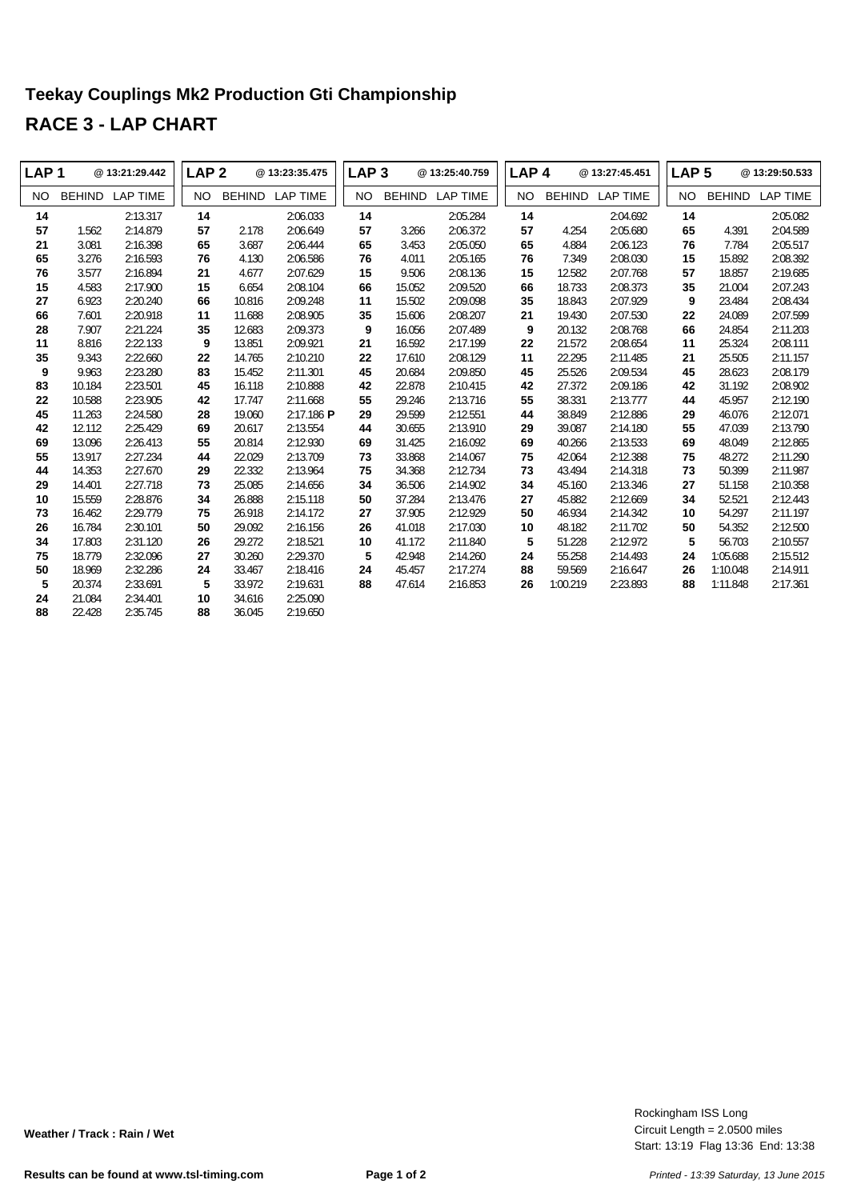# Teekay Couplings Mk2 Production Gti Championship

## RACE 3 - LAP CHART

| LAP 1 | @ 13:21:29.442 | | LAP 2 | @ 13:23:35.475 | | LAP 3 | @ 13:25:40.759 | | LAP 4 | @ 13:27:45.451 | | LAP 5 | @ 13:29:50.533 | |
|---|---|---|---|---|---|---|---|---|---|---|---|---|---|---|
| NO | BEHIND | LAP TIME | NO | BEHIND | LAP TIME | NO | BEHIND | LAP TIME | NO | BEHIND | LAP TIME | NO | BEHIND | LAP TIME |
| **14** | | 2:13.317 | **14** | | 2:06.033 | **14** | | 2:05.284 | **14** | | 2:04.692 | **14** | | 2:05.082 |
| **57** | 1.562 | 2:14.879 | **57** | 2.178 | 2:06.649 | **57** | 3.266 | 2:06.372 | **57** | 4.254 | 2:05.680 | **65** | 4.391 | 2:04.589 |
| **21** | 3.081 | 2:16.398 | **65** | 3.687 | 2:06.444 | **65** | 3.453 | 2:05.050 | **65** | 4.884 | 2:06.123 | **76** | 7.784 | 2:05.517 |
| **65** | 3.276 | 2:16.593 | **76** | 4.130 | 2:06.586 | **76** | 4.011 | 2:05.165 | **76** | 7.349 | 2:08.030 | **15** | 15.892 | 2:08.392 |
| **76** | 3.577 | 2:16.894 | **21** | 4.677 | 2:07.629 | **15** | 9.506 | 2:08.136 | **15** | 12.582 | 2:07.768 | **57** | 18.857 | 2:19.685 |
| **15** | 4.583 | 2:17.900 | **15** | 6.654 | 2:08.104 | **66** | 15.052 | 2:09.520 | **66** | 18.733 | 2:08.373 | **35** | 21.004 | 2:07.243 |
| **27** | 6.923 | 2:20.240 | **66** | 10.816 | 2:09.248 | **11** | 15.502 | 2:09.098 | **35** | 18.843 | 2:07.929 | **9** | 23.484 | 2:08.434 |
| **66** | 7.601 | 2:20.918 | **11** | 11.688 | 2:08.905 | **35** | 15.606 | 2:08.207 | **21** | 19.430 | 2:07.530 | **22** | 24.089 | 2:07.599 |
| **28** | 7.907 | 2:21.224 | **35** | 12.683 | 2:09.373 | **9** | 16.056 | 2:07.489 | **9** | 20.132 | 2:08.768 | **66** | 24.854 | 2:11.203 |
| **11** | 8.816 | 2:22.133 | **9** | 13.851 | 2:09.921 | **21** | 16.592 | 2:17.199 | **22** | 21.572 | 2:08.654 | **11** | 25.324 | 2:08.111 |
| **35** | 9.343 | 2:22.660 | **22** | 14.765 | 2:10.210 | **22** | 17.610 | 2:08.129 | **11** | 22.295 | 2:11.485 | **21** | 25.505 | 2:11.157 |
| **9** | 9.963 | 2:23.280 | **83** | 15.452 | 2:11.301 | **45** | 20.684 | 2:09.850 | **45** | 25.526 | 2:09.534 | **45** | 28.623 | 2:08.179 |
| **83** | 10.184 | 2:23.501 | **45** | 16.118 | 2:10.888 | **42** | 22.878 | 2:10.415 | **42** | 27.372 | 2:09.186 | **42** | 31.192 | 2:08.902 |
| **22** | 10.588 | 2:23.905 | **42** | 17.747 | 2:11.668 | **55** | 29.246 | 2:13.716 | **55** | 38.331 | 2:13.777 | **44** | 45.957 | 2:12.190 |
| **45** | 11.263 | 2:24.580 | **28** | 19.060 | 2:17.186 **P** | **29** | 29.599 | 2:12.551 | **44** | 38.849 | 2:12.886 | **29** | 46.076 | 2:12.071 |
| **42** | 12.112 | 2:25.429 | **69** | 20.617 | 2:13.554 | **44** | 30.655 | 2:13.910 | **29** | 39.087 | 2:14.180 | **55** | 47.039 | 2:13.790 |
| **69** | 13.096 | 2:26.413 | **55** | 20.814 | 2:12.930 | **69** | 31.425 | 2:16.092 | **69** | 40.266 | 2:13.533 | **69** | 48.049 | 2:12.865 |
| **55** | 13.917 | 2:27.234 | **44** | 22.029 | 2:13.709 | **73** | 33.868 | 2:14.067 | **75** | 42.064 | 2:12.388 | **75** | 48.272 | 2:11.290 |
| **44** | 14.353 | 2:27.670 | **29** | 22.332 | 2:13.964 | **75** | 34.368 | 2:12.734 | **73** | 43.494 | 2:14.318 | **73** | 50.399 | 2:11.987 |
| **29** | 14.401 | 2:27.718 | **73** | 25.085 | 2:14.656 | **34** | 36.506 | 2:14.902 | **34** | 45.160 | 2:13.346 | **27** | 51.158 | 2:10.358 |
| **10** | 15.559 | 2:28.876 | **34** | 26.888 | 2:15.118 | **50** | 37.284 | 2:13.476 | **27** | 45.882 | 2:12.669 | **34** | 52.521 | 2:12.443 |
| **73** | 16.462 | 2:29.779 | **75** | 26.918 | 2:14.172 | **27** | 37.905 | 2:12.929 | **50** | 46.934 | 2:14.342 | **10** | 54.297 | 2:11.197 |
| **26** | 16.784 | 2:30.101 | **50** | 29.092 | 2:16.156 | **26** | 41.018 | 2:17.030 | **10** | 48.182 | 2:11.702 | **50** | 54.352 | 2:12.500 |
| **34** | 17.803 | 2:31.120 | **26** | 29.272 | 2:18.521 | **10** | 41.172 | 2:11.840 | **5** | 51.228 | 2:12.972 | **5** | 56.703 | 2:10.557 |
| **75** | 18.779 | 2:32.096 | **27** | 30.260 | 2:29.370 | **5** | 42.948 | 2:14.260 | **24** | 55.258 | 2:14.493 | **24** | 1:05.688 | 2:15.512 |
| **50** | 18.969 | 2:32.286 | **24** | 33.467 | 2:18.416 | **24** | 45.457 | 2:17.274 | **88** | 59.569 | 2:16.647 | **26** | 1:10.048 | 2:14.911 |
| **5** | 20.374 | 2:33.691 | **5** | 33.972 | 2:19.631 | **88** | 47.614 | 2:16.853 | **26** | 1:00.219 | 2:23.893 | **88** | 1:11.848 | 2:17.361 |
| **24** | 21.084 | 2:34.401 | **10** | 34.616 | 2:25.090 | | | | | | | | | |
| **88** | 22.428 | 2:35.745 | **88** | 36.045 | 2:19.650 | | | | | | | | | |

**Weather / Track : Rain / Wet**

Rockingham ISS Long
Circuit Length = 2.0500 miles
Start: 13:19 Flag 13:36 End: 13:38

**Results can be found at www.tsl-timing.com**

*Printed - 13:39 Saturday, 13 June 2015*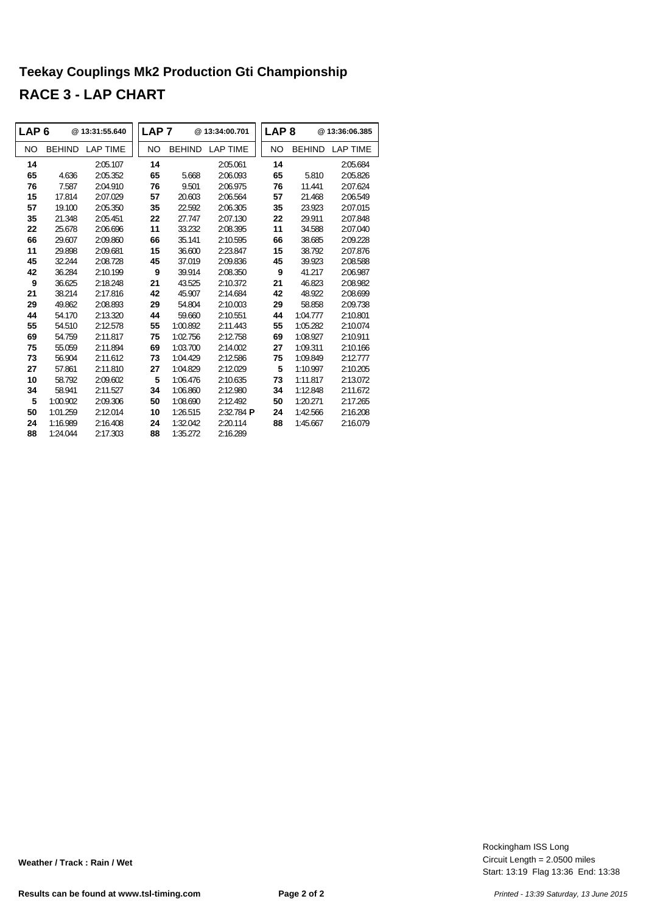## Teekay Couplings Mk2 Production Gti Championship

## RACE 3 - LAP CHART

| LAP 6 | | @ 13:31:55.640 | LAP 7 | | @ 13:34:00.701 | LAP 8 | | @ 13:36:06.385 |
|---|---|---|---|---|---|---|---|---|
| NO | BEHIND | LAP TIME | NO | BEHIND | LAP TIME | NO | BEHIND | LAP TIME |
| 14 | | 2:05.107 | 14 | | 2:05.061 | 14 | | 2:05.684 |
| 65 | 4.636 | 2:05.352 | 65 | 5.668 | 2:06.093 | 65 | 5.810 | 2:05.826 |
| 76 | 7.587 | 2:04.910 | 76 | 9.501 | 2:06.975 | 76 | 11.441 | 2:07.624 |
| 15 | 17.814 | 2:07.029 | 57 | 20.603 | 2:06.564 | 57 | 21.468 | 2:06.549 |
| 57 | 19.100 | 2:05.350 | 35 | 22.592 | 2:06.305 | 35 | 23.923 | 2:07.015 |
| 35 | 21.348 | 2:05.451 | 22 | 27.747 | 2:07.130 | 22 | 29.911 | 2:07.848 |
| 22 | 25.678 | 2:06.696 | 11 | 33.232 | 2:08.395 | 11 | 34.588 | 2:07.040 |
| 66 | 29.607 | 2:09.860 | 66 | 35.141 | 2:10.595 | 66 | 38.685 | 2:09.228 |
| 11 | 29.898 | 2:09.681 | 15 | 36.600 | 2:23.847 | 15 | 38.792 | 2:07.876 |
| 45 | 32.244 | 2:08.728 | 45 | 37.019 | 2:09.836 | 45 | 39.923 | 2:08.588 |
| 42 | 36.284 | 2:10.199 | 9 | 39.914 | 2:08.350 | 9 | 41.217 | 2:06.987 |
| 9 | 36.625 | 2:18.248 | 21 | 43.525 | 2:10.372 | 21 | 46.823 | 2:08.982 |
| 21 | 38.214 | 2:17.816 | 42 | 45.907 | 2:14.684 | 42 | 48.922 | 2:08.699 |
| 29 | 49.862 | 2:08.893 | 29 | 54.804 | 2:10.003 | 29 | 58.858 | 2:09.738 |
| 44 | 54.170 | 2:13.320 | 44 | 59.660 | 2:10.551 | 44 | 1:04.777 | 2:10.801 |
| 55 | 54.510 | 2:12.578 | 55 | 1:00.892 | 2:11.443 | 55 | 1:05.282 | 2:10.074 |
| 69 | 54.759 | 2:11.817 | 75 | 1:02.756 | 2:12.758 | 69 | 1:08.927 | 2:10.911 |
| 75 | 55.059 | 2:11.894 | 69 | 1:03.700 | 2:14.002 | 27 | 1:09.311 | 2:10.166 |
| 73 | 56.904 | 2:11.612 | 73 | 1:04.429 | 2:12.586 | 75 | 1:09.849 | 2:12.777 |
| 27 | 57.861 | 2:11.810 | 27 | 1:04.829 | 2:12.029 | 5 | 1:10.997 | 2:10.205 |
| 10 | 58.792 | 2:09.602 | 5 | 1:06.476 | 2:10.635 | 73 | 1:11.817 | 2:13.072 |
| 34 | 58.941 | 2:11.527 | 34 | 1:06.860 | 2:12.980 | 34 | 1:12.848 | 2:11.672 |
| 5 | 1:00.902 | 2:09.306 | 50 | 1:08.690 | 2:12.492 | 50 | 1:20.271 | 2:17.265 |
| 50 | 1:01.259 | 2:12.014 | 10 | 1:26.515 | 2:32.784 **P** | 24 | 1:42.566 | 2:16.208 |
| 24 | 1:16.989 | 2:16.408 | 24 | 1:32.042 | 2:20.114 | 88 | 1:45.667 | 2:16.079 |
| 88 | 1:24.044 | 2:17.303 | 88 | 1:35.272 | 2:16.289 | | | |

**Weather / Track : Rain / Wet**

Rockingham ISS Long
Circuit Length = 2.0500 miles
Start: 13:19 Flag 13:36 End: 13:38

**Results can be found at www.tsl-timing.com**

*Printed - 13:39 Saturday, 13 June 2015*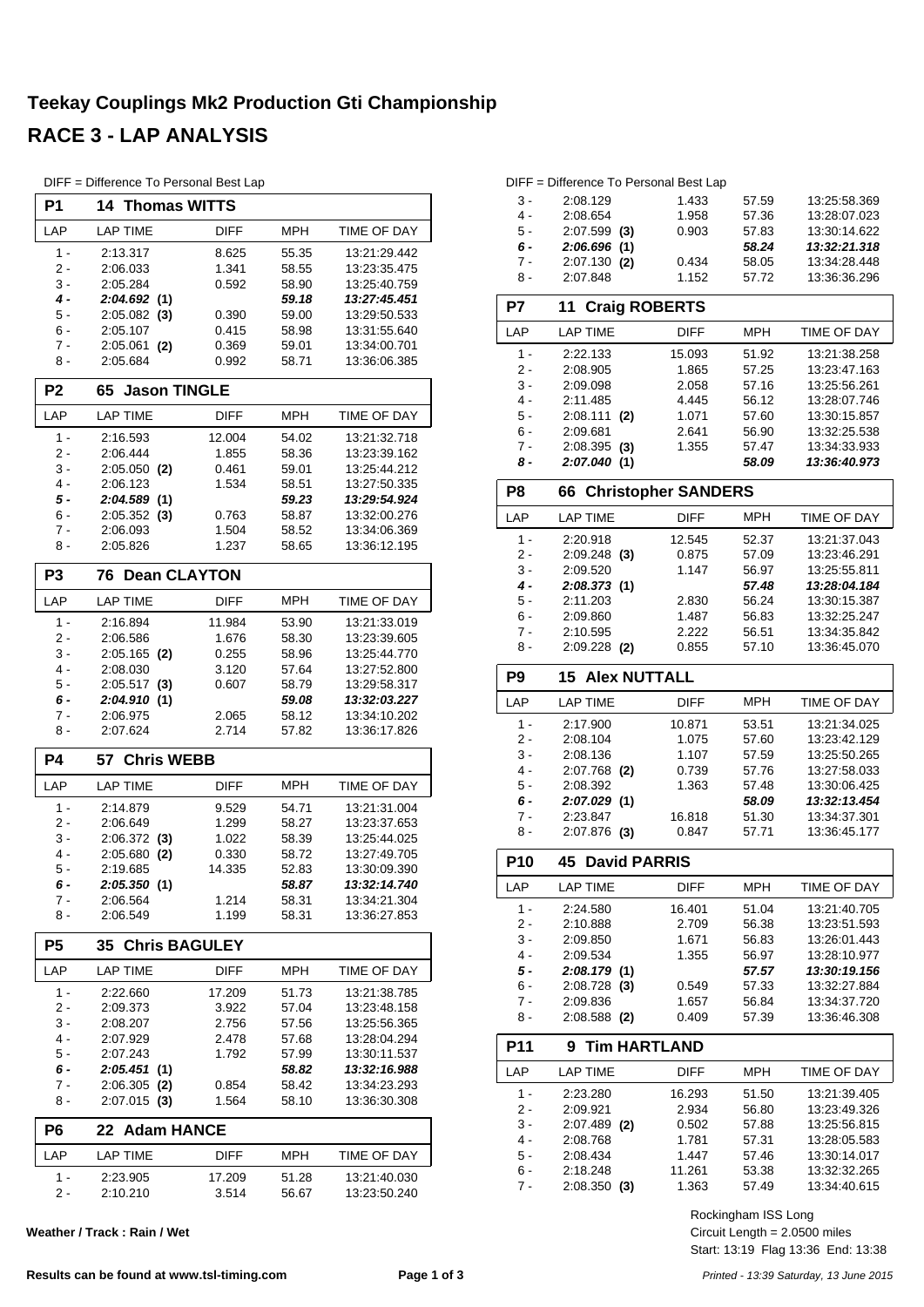# Teekay Couplings Mk2 Production Gti Championship

## RACE 3 - LAP ANALYSIS

DIFF = Difference To Personal Best Lap

### P1 14 Thomas WITTS

| LAP | LAP TIME | DIFF | MPH | TIME OF DAY |
|---|---|---|---|---|
| 1 - | 2:13.317 | 8.625 | 55.35 | 13:21:29.442 |
| 2 - | 2:06.033 | 1.341 | 58.55 | 13:23:35.475 |
| 3 - | 2:05.284 | 0.592 | 58.90 | 13:25:40.759 |
| ***4 -*** | ***2:04.692 (1)*** | | ***59.18*** | ***13:27:45.451*** |
| 5 - | 2:05.082 **(3)** | 0.390 | 59.00 | 13:29:50.533 |
| 6 - | 2:05.107 | 0.415 | 58.98 | 13:31:55.640 |
| 7 - | 2:05.061 **(2)** | 0.369 | 59.01 | 13:34:00.701 |
| 8 - | 2:05.684 | 0.992 | 58.71 | 13:36:06.385 |

### P2 65 Jason TINGLE

| LAP | LAP TIME | DIFF | MPH | TIME OF DAY |
|---|---|---|---|---|
| 1 - | 2:16.593 | 12.004 | 54.02 | 13:21:32.718 |
| 2 - | 2:06.444 | 1.855 | 58.36 | 13:23:39.162 |
| 3 - | 2:05.050 **(2)** | 0.461 | 59.01 | 13:25:44.212 |
| 4 - | 2:06.123 | 1.534 | 58.51 | 13:27:50.335 |
| ***5 -*** | ***2:04.589 (1)*** | | ***59.23*** | ***13:29:54.924*** |
| 6 - | 2:05.352 **(3)** | 0.763 | 58.87 | 13:32:00.276 |
| 7 - | 2:06.093 | 1.504 | 58.52 | 13:34:06.369 |
| 8 - | 2:05.826 | 1.237 | 58.65 | 13:36:12.195 |

### P3 76 Dean CLAYTON

| LAP | LAP TIME | DIFF | MPH | TIME OF DAY |
|---|---|---|---|---|
| 1 - | 2:16.894 | 11.984 | 53.90 | 13:21:33.019 |
| 2 - | 2:06.586 | 1.676 | 58.30 | 13:23:39.605 |
| 3 - | 2:05.165 **(2)** | 0.255 | 58.96 | 13:25:44.770 |
| 4 - | 2:08.030 | 3.120 | 57.64 | 13:27:52.800 |
| 5 - | 2:05.517 **(3)** | 0.607 | 58.79 | 13:29:58.317 |
| ***6 -*** | ***2:04.910 (1)*** | | ***59.08*** | ***13:32:03.227*** |
| 7 - | 2:06.975 | 2.065 | 58.12 | 13:34:10.202 |
| 8 - | 2:07.624 | 2.714 | 57.82 | 13:36:17.826 |

### P4 57 Chris WEBB

| LAP | LAP TIME | DIFF | MPH | TIME OF DAY |
|---|---|---|---|---|
| 1 - | 2:14.879 | 9.529 | 54.71 | 13:21:31.004 |
| 2 - | 2:06.649 | 1.299 | 58.27 | 13:23:37.653 |
| 3 - | 2:06.372 **(3)** | 1.022 | 58.39 | 13:25:44.025 |
| 4 - | 2:05.680 **(2)** | 0.330 | 58.72 | 13:27:49.705 |
| 5 - | 2:19.685 | 14.335 | 52.83 | 13:30:09.390 |
| ***6 -*** | ***2:05.350 (1)*** | | ***58.87*** | ***13:32:14.740*** |
| 7 - | 2:06.564 | 1.214 | 58.31 | 13:34:21.304 |
| 8 - | 2:06.549 | 1.199 | 58.31 | 13:36:27.853 |

### P5 35 Chris BAGULEY

| LAP | LAP TIME | DIFF | MPH | TIME OF DAY |
|---|---|---|---|---|
| 1 - | 2:22.660 | 17.209 | 51.73 | 13:21:38.785 |
| 2 - | 2:09.373 | 3.922 | 57.04 | 13:23:48.158 |
| 3 - | 2:08.207 | 2.756 | 57.56 | 13:25:56.365 |
| 4 - | 2:07.929 | 2.478 | 57.68 | 13:28:04.294 |
| 5 - | 2:07.243 | 1.792 | 57.99 | 13:30:11.537 |
| ***6 -*** | ***2:05.451 (1)*** | | ***58.82*** | ***13:32:16.988*** |
| 7 - | 2:06.305 **(2)** | 0.854 | 58.42 | 13:34:23.293 |
| 8 - | 2:07.015 **(3)** | 1.564 | 58.10 | 13:36:30.308 |

### P6 22 Adam HANCE

| LAP | LAP TIME | DIFF | MPH | TIME OF DAY |
|---|---|---|---|---|
| 1 - | 2:23.905 | 17.209 | 51.28 | 13:21:40.030 |
| 2 - | 2:10.210 | 3.514 | 56.67 | 13:23:50.240 |
| 3 - | 2:08.129 | 1.433 | 57.59 | 13:25:58.369 |
| 4 - | 2:08.654 | 1.958 | 57.36 | 13:28:07.023 |
| 5 - | 2:07.599 **(3)** | 0.903 | 57.83 | 13:30:14.622 |
| ***6 -*** | ***2:06.696 (1)*** | | ***58.24*** | ***13:32:21.318*** |
| 7 - | 2:07.130 **(2)** | 0.434 | 58.05 | 13:34:28.448 |
| 8 - | 2:07.848 | 1.152 | 57.72 | 13:36:36.296 |

### P7 11 Craig ROBERTS

| LAP | LAP TIME | DIFF | MPH | TIME OF DAY |
|---|---|---|---|---|
| 1 - | 2:22.133 | 15.093 | 51.92 | 13:21:38.258 |
| 2 - | 2:08.905 | 1.865 | 57.25 | 13:23:47.163 |
| 3 - | 2:09.098 | 2.058 | 57.16 | 13:25:56.261 |
| 4 - | 2:11.485 | 4.445 | 56.12 | 13:28:07.746 |
| 5 - | 2:08.111 **(2)** | 1.071 | 57.60 | 13:30:15.857 |
| 6 - | 2:09.681 | 2.641 | 56.90 | 13:32:25.538 |
| 7 - | 2:08.395 **(3)** | 1.355 | 57.47 | 13:34:33.933 |
| ***8 -*** | ***2:07.040 (1)*** | | ***58.09*** | ***13:36:40.973*** |

### P8 66 Christopher SANDERS

| LAP | LAP TIME | DIFF | MPH | TIME OF DAY |
|---|---|---|---|---|
| 1 - | 2:20.918 | 12.545 | 52.37 | 13:21:37.043 |
| 2 - | 2:09.248 **(3)** | 0.875 | 57.09 | 13:23:46.291 |
| 3 - | 2:09.520 | 1.147 | 56.97 | 13:25:55.811 |
| ***4 -*** | ***2:08.373 (1)*** | | ***57.48*** | ***13:28:04.184*** |
| 5 - | 2:11.203 | 2.830 | 56.24 | 13:30:15.387 |
| 6 - | 2:09.860 | 1.487 | 56.83 | 13:32:25.247 |
| 7 - | 2:10.595 | 2.222 | 56.51 | 13:34:35.842 |
| 8 - | 2:09.228 **(2)** | 0.855 | 57.10 | 13:36:45.070 |

### P9 15 Alex NUTTALL

| LAP | LAP TIME | DIFF | MPH | TIME OF DAY |
|---|---|---|---|---|
| 1 - | 2:17.900 | 10.871 | 53.51 | 13:21:34.025 |
| 2 - | 2:08.104 | 1.075 | 57.60 | 13:23:42.129 |
| 3 - | 2:08.136 | 1.107 | 57.59 | 13:25:50.265 |
| 4 - | 2:07.768 **(2)** | 0.739 | 57.76 | 13:27:58.033 |
| 5 - | 2:08.392 | 1.363 | 57.48 | 13:30:06.425 |
| ***6 -*** | ***2:07.029 (1)*** | | ***58.09*** | ***13:32:13.454*** |
| 7 - | 2:23.847 | 16.818 | 51.30 | 13:34:37.301 |
| 8 - | 2:07.876 **(3)** | 0.847 | 57.71 | 13:36:45.177 |

### P10 45 David PARRIS

| LAP | LAP TIME | DIFF | MPH | TIME OF DAY |
|---|---|---|---|---|
| 1 - | 2:24.580 | 16.401 | 51.04 | 13:21:40.705 |
| 2 - | 2:10.888 | 2.709 | 56.38 | 13:23:51.593 |
| 3 - | 2:09.850 | 1.671 | 56.83 | 13:26:01.443 |
| 4 - | 2:09.534 | 1.355 | 56.97 | 13:28:10.977 |
| ***5 -*** | ***2:08.179 (1)*** | | ***57.57*** | ***13:30:19.156*** |
| 6 - | 2:08.728 **(3)** | 0.549 | 57.33 | 13:32:27.884 |
| 7 - | 2:09.836 | 1.657 | 56.84 | 13:34:37.720 |
| 8 - | 2:08.588 **(2)** | 0.409 | 57.39 | 13:36:46.308 |

### P11 9 Tim HARTLAND

| LAP | LAP TIME | DIFF | MPH | TIME OF DAY |
|---|---|---|---|---|
| 1 - | 2:23.280 | 16.293 | 51.50 | 13:21:39.405 |
| 2 - | 2:09.921 | 2.934 | 56.80 | 13:23:49.326 |
| 3 - | 2:07.489 **(2)** | 0.502 | 57.88 | 13:25:56.815 |
| 4 - | 2:08.768 | 1.781 | 57.31 | 13:28:05.583 |
| 5 - | 2:08.434 | 1.447 | 57.46 | 13:30:14.017 |
| 6 - | 2:18.248 | 11.261 | 53.38 | 13:32:32.265 |
| 7 - | 2:08.350 **(3)** | 1.363 | 57.49 | 13:34:40.615 |

**Weather / Track : Rain / Wet**

Rockingham ISS Long
Circuit Length = 2.0500 miles
Start: 13:19 Flag 13:36 End: 13:38

**Results can be found at www.tsl-timing.com**

*Printed - 13:39 Saturday, 13 June 2015*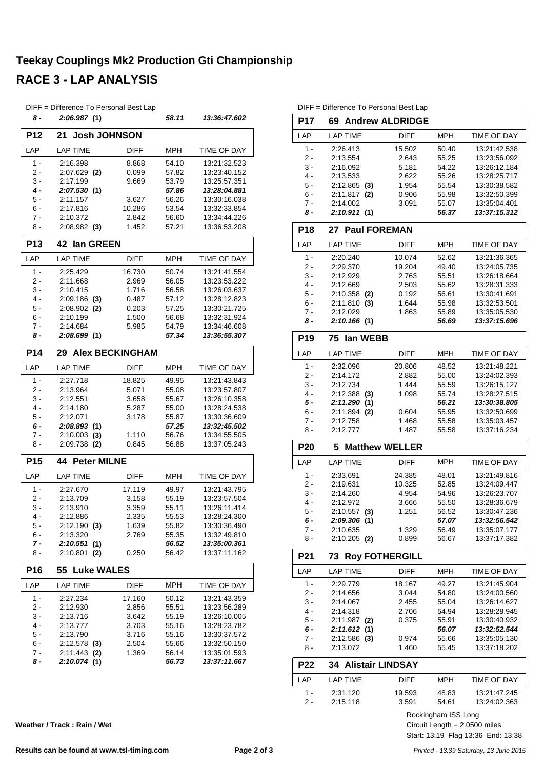# Teekay Couplings Mk2 Production Gti Championship

## RACE 3 - LAP ANALYSIS

DIFF = Difference To Personal Best Lap

| LAP | LAP TIME | DIFF | MPH | TIME OF DAY |
|---|---|---|---|---|
| *8 -* | *2:06.987 (1)* | | *58.11* | *13:36:47.602* |

### P12 21 Josh JOHNSON

| LAP | LAP TIME | DIFF | MPH | TIME OF DAY |
|---|---|---|---|---|
| 1 - | 2:16.398 | 8.868 | 54.10 | 13:21:32.523 |
| 2 - | 2:07.629 **(2)** | 0.099 | 57.82 | 13:23:40.152 |
| 3 - | 2:17.199 | 9.669 | 53.79 | 13:25:57.351 |
| *4 -* | *2:07.530* **(1)** | | *57.86* | *13:28:04.881* |
| 5 - | 2:11.157 | 3.627 | 56.26 | 13:30:16.038 |
| 6 - | 2:17.816 | 10.286 | 53.54 | 13:32:33.854 |
| 7 - | 2:10.372 | 2.842 | 56.60 | 13:34:44.226 |
| 8 - | 2:08.982 **(3)** | 1.452 | 57.21 | 13:36:53.208 |

### P13 42 Ian GREEN

| LAP | LAP TIME | DIFF | MPH | TIME OF DAY |
|---|---|---|---|---|
| 1 - | 2:25.429 | 16.730 | 50.74 | 13:21:41.554 |
| 2 - | 2:11.668 | 2.969 | 56.05 | 13:23:53.222 |
| 3 - | 2:10.415 | 1.716 | 56.58 | 13:26:03.637 |
| 4 - | 2:09.186 **(3)** | 0.487 | 57.12 | 13:28:12.823 |
| 5 - | 2:08.902 **(2)** | 0.203 | 57.25 | 13:30:21.725 |
| 6 - | 2:10.199 | 1.500 | 56.68 | 13:32:31.924 |
| 7 - | 2:14.684 | 5.985 | 54.79 | 13:34:46.608 |
| *8 -* | *2:08.699* **(1)** | | *57.34* | *13:36:55.307* |

### P14 29 Alex BECKINGHAM

| LAP | LAP TIME | DIFF | MPH | TIME OF DAY |
|---|---|---|---|---|
| 1 - | 2:27.718 | 18.825 | 49.95 | 13:21:43.843 |
| 2 - | 2:13.964 | 5.071 | 55.08 | 13:23:57.807 |
| 3 - | 2:12.551 | 3.658 | 55.67 | 13:26:10.358 |
| 4 - | 2:14.180 | 5.287 | 55.00 | 13:28:24.538 |
| 5 - | 2:12.071 | 3.178 | 55.87 | 13:30:36.609 |
| *6 -* | *2:08.893* **(1)** | | *57.25* | *13:32:45.502* |
| 7 - | 2:10.003 **(3)** | 1.110 | 56.76 | 13:34:55.505 |
| 8 - | 2:09.738 **(2)** | 0.845 | 56.88 | 13:37:05.243 |

### P15 44 Peter MILNE

| LAP | LAP TIME | DIFF | MPH | TIME OF DAY |
|---|---|---|---|---|
| 1 - | 2:27.670 | 17.119 | 49.97 | 13:21:43.795 |
| 2 - | 2:13.709 | 3.158 | 55.19 | 13:23:57.504 |
| 3 - | 2:13.910 | 3.359 | 55.11 | 13:26:11.414 |
| 4 - | 2:12.886 | 2.335 | 55.53 | 13:28:24.300 |
| 5 - | 2:12.190 **(3)** | 1.639 | 55.82 | 13:30:36.490 |
| 6 - | 2:13.320 | 2.769 | 55.35 | 13:32:49.810 |
| *7 -* | *2:10.551* **(1)** | | *56.52* | *13:35:00.361* |
| 8 - | 2:10.801 **(2)** | 0.250 | 56.42 | 13:37:11.162 |

### P16 55 Luke WALES

| LAP | LAP TIME | DIFF | MPH | TIME OF DAY |
|---|---|---|---|---|
| 1 - | 2:27.234 | 17.160 | 50.12 | 13:21:43.359 |
| 2 - | 2:12.930 | 2.856 | 55.51 | 13:23:56.289 |
| 3 - | 2:13.716 | 3.642 | 55.19 | 13:26:10.005 |
| 4 - | 2:13.777 | 3.703 | 55.16 | 13:28:23.782 |
| 5 - | 2:13.790 | 3.716 | 55.16 | 13:30:37.572 |
| 6 - | 2:12.578 **(3)** | 2.504 | 55.66 | 13:32:50.150 |
| 7 - | 2:11.443 **(2)** | 1.369 | 56.14 | 13:35:01.593 |
| *8 -* | *2:10.074* **(1)** | | *56.73* | *13:37:11.667* |

DIFF = Difference To Personal Best Lap

### P17 69 Andrew ALDRIDGE

| LAP | LAP TIME | DIFF | MPH | TIME OF DAY |
|---|---|---|---|---|
| 1 - | 2:26.413 | 15.502 | 50.40 | 13:21:42.538 |
| 2 - | 2:13.554 | 2.643 | 55.25 | 13:23:56.092 |
| 3 - | 2:16.092 | 5.181 | 54.22 | 13:26:12.184 |
| 4 - | 2:13.533 | 2.622 | 55.26 | 13:28:25.717 |
| 5 - | 2:12.865 **(3)** | 1.954 | 55.54 | 13:30:38.582 |
| 6 - | 2:11.817 **(2)** | 0.906 | 55.98 | 13:32:50.399 |
| 7 - | 2:14.002 | 3.091 | 55.07 | 13:35:04.401 |
| *8 -* | *2:10.911* **(1)** | | *56.37* | *13:37:15.312* |

### P18 27 Paul FOREMAN

| LAP | LAP TIME | DIFF | MPH | TIME OF DAY |
|---|---|---|---|---|
| 1 - | 2:20.240 | 10.074 | 52.62 | 13:21:36.365 |
| 2 - | 2:29.370 | 19.204 | 49.40 | 13:24:05.735 |
| 3 - | 2:12.929 | 2.763 | 55.51 | 13:26:18.664 |
| 4 - | 2:12.669 | 2.503 | 55.62 | 13:28:31.333 |
| 5 - | 2:10.358 **(2)** | 0.192 | 56.61 | 13:30:41.691 |
| 6 - | 2:11.810 **(3)** | 1.644 | 55.98 | 13:32:53.501 |
| 7 - | 2:12.029 | 1.863 | 55.89 | 13:35:05.530 |
| *8 -* | *2:10.166* **(1)** | | *56.69* | *13:37:15.696* |

### P19 75 Ian WEBB

| LAP | LAP TIME | DIFF | MPH | TIME OF DAY |
|---|---|---|---|---|
| 1 - | 2:32.096 | 20.806 | 48.52 | 13:21:48.221 |
| 2 - | 2:14.172 | 2.882 | 55.00 | 13:24:02.393 |
| 3 - | 2:12.734 | 1.444 | 55.59 | 13:26:15.127 |
| 4 - | 2:12.388 **(3)** | 1.098 | 55.74 | 13:28:27.515 |
| *5 -* | *2:11.290* **(1)** | | *56.21* | *13:30:38.805* |
| 6 - | 2:11.894 **(2)** | 0.604 | 55.95 | 13:32:50.699 |
| 7 - | 2:12.758 | 1.468 | 55.58 | 13:35:03.457 |
| 8 - | 2:12.777 | 1.487 | 55.58 | 13:37:16.234 |

### P20 5 Matthew WELLER

| LAP | LAP TIME | DIFF | MPH | TIME OF DAY |
|---|---|---|---|---|
| 1 - | 2:33.691 | 24.385 | 48.01 | 13:21:49.816 |
| 2 - | 2:19.631 | 10.325 | 52.85 | 13:24:09.447 |
| 3 - | 2:14.260 | 4.954 | 54.96 | 13:26:23.707 |
| 4 - | 2:12.972 | 3.666 | 55.50 | 13:28:36.679 |
| 5 - | 2:10.557 **(3)** | 1.251 | 56.52 | 13:30:47.236 |
| *6 -* | *2:09.306* **(1)** | | *57.07* | *13:32:56.542* |
| 7 - | 2:10.635 | 1.329 | 56.49 | 13:35:07.177 |
| 8 - | 2:10.205 **(2)** | 0.899 | 56.67 | 13:37:17.382 |

### P21 73 Roy FOTHERGILL

| LAP | LAP TIME | DIFF | MPH | TIME OF DAY |
|---|---|---|---|---|
| 1 - | 2:29.779 | 18.167 | 49.27 | 13:21:45.904 |
| 2 - | 2:14.656 | 3.044 | 54.80 | 13:24:00.560 |
| 3 - | 2:14.067 | 2.455 | 55.04 | 13:26:14.627 |
| 4 - | 2:14.318 | 2.706 | 54.94 | 13:28:28.945 |
| 5 - | 2:11.987 **(2)** | 0.375 | 55.91 | 13:30:40.932 |
| *6 -* | *2:11.612* **(1)** | | *56.07* | *13:32:52.544* |
| 7 - | 2:12.586 **(3)** | 0.974 | 55.66 | 13:35:05.130 |
| 8 - | 2:13.072 | 1.460 | 55.45 | 13:37:18.202 |

### P22 34 Alistair LINDSAY

| LAP | LAP TIME | DIFF | MPH | TIME OF DAY |
|---|---|---|---|---|
| 1 - | 2:31.120 | 19.593 | 48.83 | 13:21:47.245 |
| 2 - | 2:15.118 | 3.591 | 54.61 | 13:24:02.363 |

Rockingham ISS Long
Circuit Length = 2.0500 miles
Start: 13:19 Flag 13:36 End: 13:38

**Weather / Track : Rain / Wet**

**Results can be found at www.tsl-timing.com**

*Printed - 13:39 Saturday, 13 June 2015*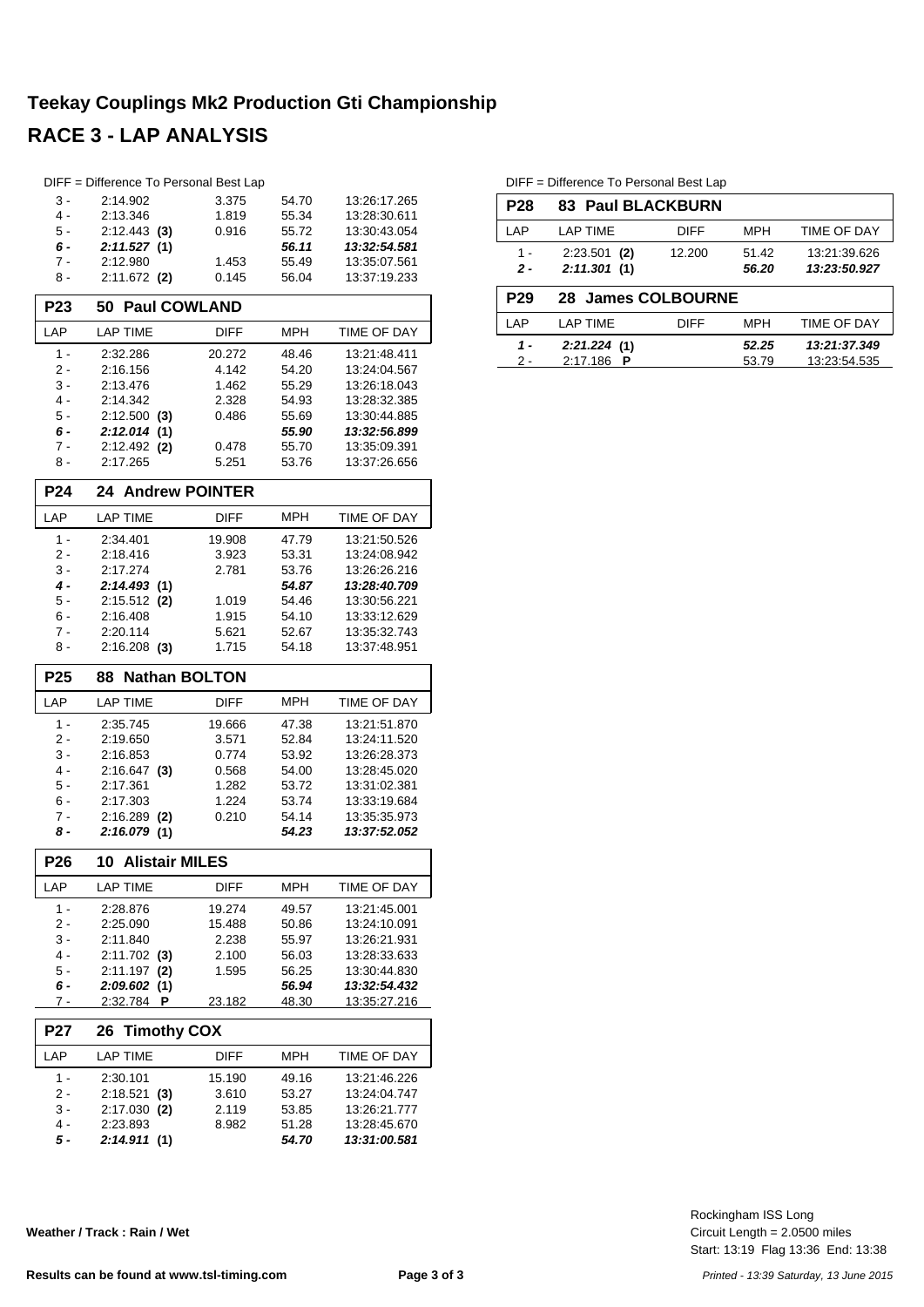# Teekay Couplings Mk2 Production Gti Championship

## RACE 3 - LAP ANALYSIS

DIFF = Difference To Personal Best Lap

| LAP | LAP TIME | DIFF | MPH | TIME OF DAY |
|---|---|---|---|---|
| 3 - | 2:14.902 | 3.375 | 54.70 | 13:26:17.265 |
| 4 - | 2:13.346 | 1.819 | 55.34 | 13:28:30.611 |
| 5 - | 2:12.443 **(3)** | 0.916 | 55.72 | 13:30:43.054 |
| ***6 -*** | ***2:11.527* (1)** | | ***56.11*** | ***13:32:54.581*** |
| 7 - | 2:12.980 | 1.453 | 55.49 | 13:35:07.561 |
| 8 - | 2:11.672 **(2)** | 0.145 | 56.04 | 13:37:19.233 |

### P23 50 Paul COWLAND

| LAP | LAP TIME | DIFF | MPH | TIME OF DAY |
|---|---|---|---|---|
| 1 - | 2:32.286 | 20.272 | 48.46 | 13:21:48.411 |
| 2 - | 2:16.156 | 4.142 | 54.20 | 13:24:04.567 |
| 3 - | 2:13.476 | 1.462 | 55.29 | 13:26:18.043 |
| 4 - | 2:14.342 | 2.328 | 54.93 | 13:28:32.385 |
| 5 - | 2:12.500 **(3)** | 0.486 | 55.69 | 13:30:44.885 |
| ***6 -*** | ***2:12.014* (1)** | | ***55.90*** | ***13:32:56.899*** |
| 7 - | 2:12.492 **(2)** | 0.478 | 55.70 | 13:35:09.391 |
| 8 - | 2:17.265 | 5.251 | 53.76 | 13:37:26.656 |

### P24 24 Andrew POINTER

| LAP | LAP TIME | DIFF | MPH | TIME OF DAY |
|---|---|---|---|---|
| 1 - | 2:34.401 | 19.908 | 47.79 | 13:21:50.526 |
| 2 - | 2:18.416 | 3.923 | 53.31 | 13:24:08.942 |
| 3 - | 2:17.274 | 2.781 | 53.76 | 13:26:26.216 |
| ***4 -*** | ***2:14.493* (1)** | | ***54.87*** | ***13:28:40.709*** |
| 5 - | 2:15.512 **(2)** | 1.019 | 54.46 | 13:30:56.221 |
| 6 - | 2:16.408 | 1.915 | 54.10 | 13:33:12.629 |
| 7 - | 2:20.114 | 5.621 | 52.67 | 13:35:32.743 |
| 8 - | 2:16.208 **(3)** | 1.715 | 54.18 | 13:37:48.951 |

### P25 88 Nathan BOLTON

| LAP | LAP TIME | DIFF | MPH | TIME OF DAY |
|---|---|---|---|---|
| 1 - | 2:35.745 | 19.666 | 47.38 | 13:21:51.870 |
| 2 - | 2:19.650 | 3.571 | 52.84 | 13:24:11.520 |
| 3 - | 2:16.853 | 0.774 | 53.92 | 13:26:28.373 |
| 4 - | 2:16.647 **(3)** | 0.568 | 54.00 | 13:28:45.020 |
| 5 - | 2:17.361 | 1.282 | 53.72 | 13:31:02.381 |
| 6 - | 2:17.303 | 1.224 | 53.74 | 13:33:19.684 |
| 7 - | 2:16.289 **(2)** | 0.210 | 54.14 | 13:35:35.973 |
| ***8 -*** | ***2:16.079* (1)** | | ***54.23*** | ***13:37:52.052*** |

### P26 10 Alistair MILES

| LAP | LAP TIME | DIFF | MPH | TIME OF DAY |
|---|---|---|---|---|
| 1 - | 2:28.876 | 19.274 | 49.57 | 13:21:45.001 |
| 2 - | 2:25.090 | 15.488 | 50.86 | 13:24:10.091 |
| 3 - | 2:11.840 | 2.238 | 55.97 | 13:26:21.931 |
| 4 - | 2:11.702 **(3)** | 2.100 | 56.03 | 13:28:33.633 |
| 5 - | 2:11.197 **(2)** | 1.595 | 56.25 | 13:30:44.830 |
| ***6 -*** | ***2:09.602* (1)** | | ***56.94*** | ***13:32:54.432*** |
| 7 - | 2:32.784 **P** | 23.182 | 48.30 | 13:35:27.216 |

### P27 26 Timothy COX

| LAP | LAP TIME | DIFF | MPH | TIME OF DAY |
|---|---|---|---|---|
| 1 - | 2:30.101 | 15.190 | 49.16 | 13:21:46.226 |
| 2 - | 2:18.521 **(3)** | 3.610 | 53.27 | 13:24:04.747 |
| 3 - | 2:17.030 **(2)** | 2.119 | 53.85 | 13:26:21.777 |
| 4 - | 2:23.893 | 8.982 | 51.28 | 13:28:45.670 |
| ***5 -*** | ***2:14.911* (1)** | | ***54.70*** | ***13:31:00.581*** |

DIFF = Difference To Personal Best Lap

### P28 83 Paul BLACKBURN

| LAP | LAP TIME | DIFF | MPH | TIME OF DAY |
|---|---|---|---|---|
| 1 - | 2:23.501 **(2)** | 12.200 | 51.42 | 13:21:39.626 |
| ***2 -*** | ***2:11.301* (1)** | | ***56.20*** | ***13:23:50.927*** |

### P29 28 James COLBOURNE

| LAP | LAP TIME | DIFF | MPH | TIME OF DAY |
|---|---|---|---|---|
| ***1 -*** | ***2:21.224* (1)** | | ***52.25*** | ***13:21:37.349*** |
| 2 - | 2:17.186 **P** | | 53.79 | 13:23:54.535 |

**Weather / Track : Rain / Wet**

Rockingham ISS Long
Circuit Length = 2.0500 miles
Start: 13:19 Flag 13:36 End: 13:38

**Results can be found at www.tsl-timing.com**

*Printed - 13:39 Saturday, 13 June 2015*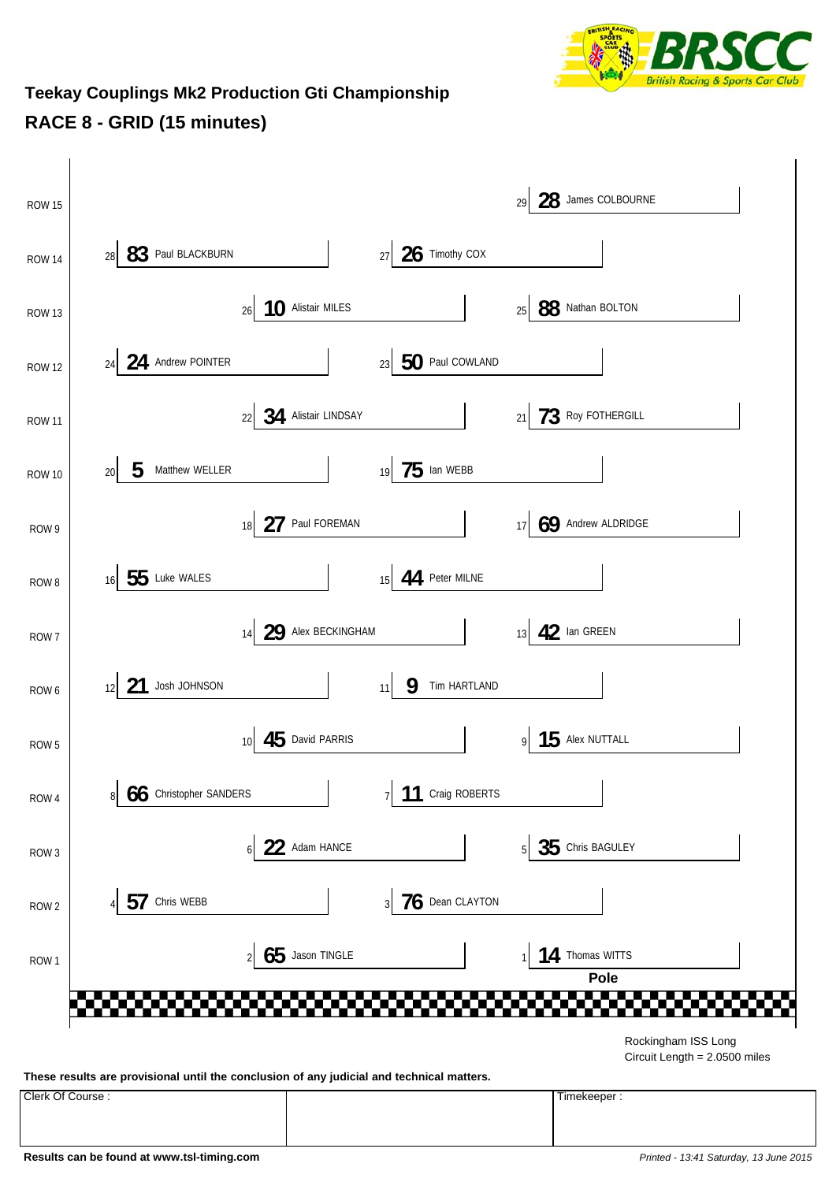## Teekay Couplings Mk2 Production Gti Championship

## RACE 8 - GRID (15 minutes)

| Row | Position | No. | Driver |
|---|---|---|---|
| ROW 15 | 29 | 28 | James COLBOURNE |
| ROW 14 | 28 | 83 | Paul BLACKBURN |
| ROW 14 | 27 | 26 | Timothy COX |
| ROW 13 | 26 | 10 | Alistair MILES |
| ROW 13 | 25 | 88 | Nathan BOLTON |
| ROW 12 | 24 | 24 | Andrew POINTER |
| ROW 12 | 23 | 50 | Paul COWLAND |
| ROW 11 | 22 | 34 | Alistair LINDSAY |
| ROW 11 | 21 | 73 | Roy FOTHERGILL |
| ROW 10 | 20 | 5 | Matthew WELLER |
| ROW 10 | 19 | 75 | Ian WEBB |
| ROW 9 | 18 | 27 | Paul FOREMAN |
| ROW 9 | 17 | 69 | Andrew ALDRIDGE |
| ROW 8 | 16 | 55 | Luke WALES |
| ROW 8 | 15 | 44 | Peter MILNE |
| ROW 7 | 14 | 29 | Alex BECKINGHAM |
| ROW 7 | 13 | 42 | Ian GREEN |
| ROW 6 | 12 | 21 | Josh JOHNSON |
| ROW 6 | 11 | 9 | Tim HARTLAND |
| ROW 5 | 10 | 45 | David PARRIS |
| ROW 5 | 9 | 15 | Alex NUTTALL |
| ROW 4 | 8 | 66 | Christopher SANDERS |
| ROW 4 | 7 | 11 | Craig ROBERTS |
| ROW 3 | 6 | 22 | Adam HANCE |
| ROW 3 | 5 | 35 | Chris BAGULEY |
| ROW 2 | 4 | 57 | Chris WEBB |
| ROW 2 | 3 | 76 | Dean CLAYTON |
| ROW 1 | 2 | 65 | Jason TINGLE |
| ROW 1 | 1 (Pole) | 14 | Thomas WITTS |

Rockingham ISS Long
Circuit Length = 2.0500 miles

**These results are provisional until the conclusion of any judicial and technical matters.**

| Clerk Of Course : | | Timekeeper : |
|---|---|---|
| | | |

**Results can be found at www.tsl-timing.com**

*Printed - 13:41 Saturday, 13 June 2015*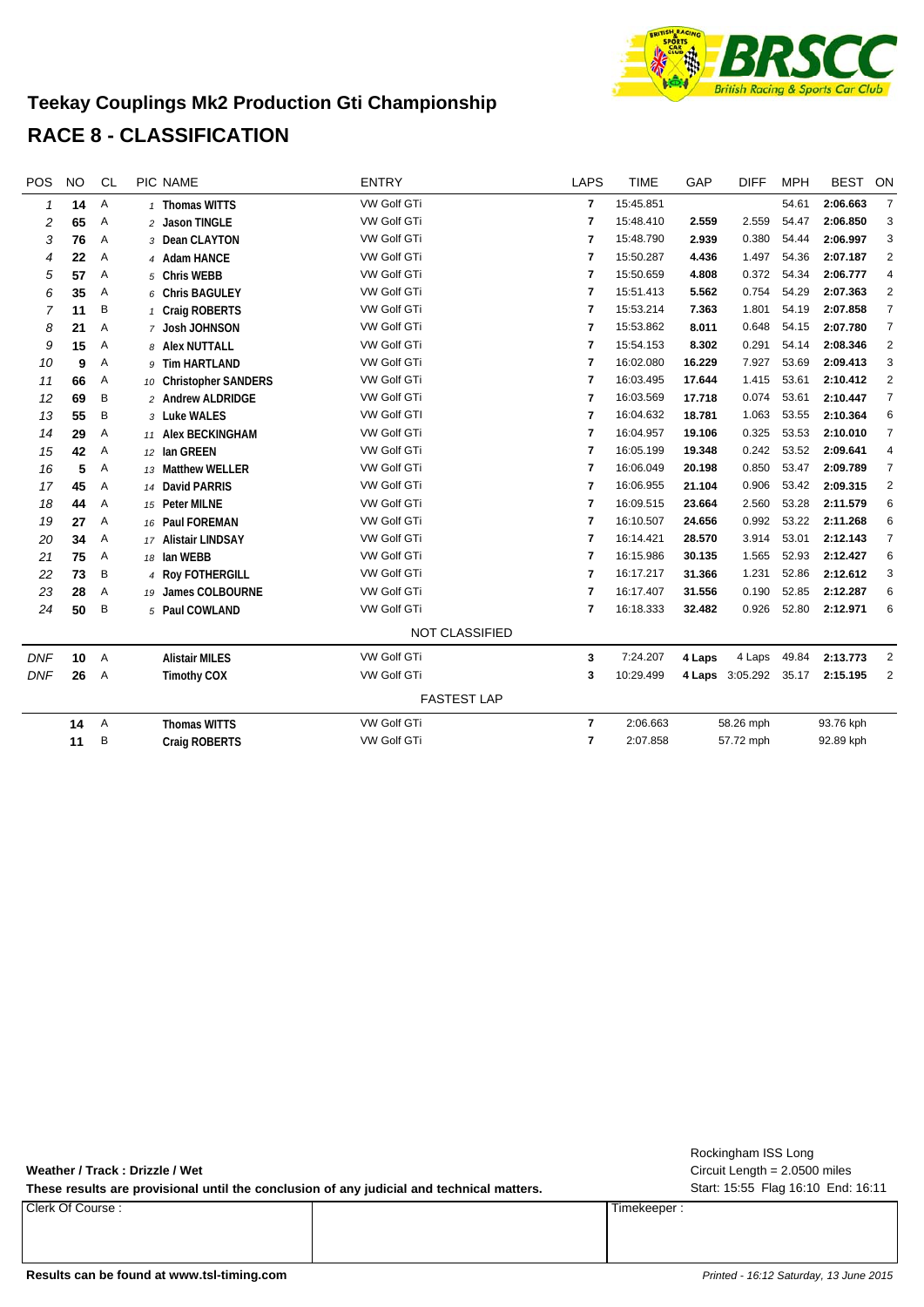# Teekay Couplings Mk2 Production Gti Championship

## RACE 8 - CLASSIFICATION

| POS | NO | CL | PIC | NAME | ENTRY | LAPS | TIME | GAP | DIFF | MPH | BEST | ON |
|---|---|---|---|---|---|---|---|---|---|---|---|---|
| 1 | 14 | A | 1 | Thomas WITTS | VW Golf GTi | 7 | 15:45.851 | | | 54.61 | 2:06.663 | 7 |
| 2 | 65 | A | 2 | Jason TINGLE | VW Golf GTi | 7 | 15:48.410 | 2.559 | 2.559 | 54.47 | 2:06.850 | 3 |
| 3 | 76 | A | 3 | Dean CLAYTON | VW Golf GTi | 7 | 15:48.790 | 2.939 | 0.380 | 54.44 | 2:06.997 | 3 |
| 4 | 22 | A | 4 | Adam HANCE | VW Golf GTi | 7 | 15:50.287 | 4.436 | 1.497 | 54.36 | 2:07.187 | 2 |
| 5 | 57 | A | 5 | Chris WEBB | VW Golf GTi | 7 | 15:50.659 | 4.808 | 0.372 | 54.34 | 2:06.777 | 4 |
| 6 | 35 | A | 6 | Chris BAGULEY | VW Golf GTi | 7 | 15:51.413 | 5.562 | 0.754 | 54.29 | 2:07.363 | 2 |
| 7 | 11 | B | 1 | Craig ROBERTS | VW Golf GTi | 7 | 15:53.214 | 7.363 | 1.801 | 54.19 | 2:07.858 | 7 |
| 8 | 21 | A | 7 | Josh JOHNSON | VW Golf GTi | 7 | 15:53.862 | 8.011 | 0.648 | 54.15 | 2:07.780 | 7 |
| 9 | 15 | A | 8 | Alex NUTTALL | VW Golf GTi | 7 | 15:54.153 | 8.302 | 0.291 | 54.14 | 2:08.346 | 2 |
| 10 | 9 | A | 9 | Tim HARTLAND | VW Golf GTi | 7 | 16:02.080 | 16.229 | 7.927 | 53.69 | 2:09.413 | 3 |
| 11 | 66 | A | 10 | Christopher SANDERS | VW Golf GTi | 7 | 16:03.495 | 17.644 | 1.415 | 53.61 | 2:10.412 | 2 |
| 12 | 69 | B | 2 | Andrew ALDRIDGE | VW Golf GTi | 7 | 16:03.569 | 17.718 | 0.074 | 53.61 | 2:10.447 | 7 |
| 13 | 55 | B | 3 | Luke WALES | VW Golf GTI | 7 | 16:04.632 | 18.781 | 1.063 | 53.55 | 2:10.364 | 6 |
| 14 | 29 | A | 11 | Alex BECKINGHAM | VW Golf GTi | 7 | 16:04.957 | 19.106 | 0.325 | 53.53 | 2:10.010 | 7 |
| 15 | 42 | A | 12 | Ian GREEN | VW Golf GTi | 7 | 16:05.199 | 19.348 | 0.242 | 53.52 | 2:09.641 | 4 |
| 16 | 5 | A | 13 | Matthew WELLER | VW Golf GTi | 7 | 16:06.049 | 20.198 | 0.850 | 53.47 | 2:09.789 | 7 |
| 17 | 45 | A | 14 | David PARRIS | VW Golf GTi | 7 | 16:06.955 | 21.104 | 0.906 | 53.42 | 2:09.315 | 2 |
| 18 | 44 | A | 15 | Peter MILNE | VW Golf GTi | 7 | 16:09.515 | 23.664 | 2.560 | 53.28 | 2:11.579 | 6 |
| 19 | 27 | A | 16 | Paul FOREMAN | VW Golf GTi | 7 | 16:10.507 | 24.656 | 0.992 | 53.22 | 2:11.268 | 6 |
| 20 | 34 | A | 17 | Alistair LINDSAY | VW Golf GTi | 7 | 16:14.421 | 28.570 | 3.914 | 53.01 | 2:12.143 | 7 |
| 21 | 75 | A | 18 | Ian WEBB | VW Golf GTi | 7 | 16:15.986 | 30.135 | 1.565 | 52.93 | 2:12.427 | 6 |
| 22 | 73 | B | 4 | Roy FOTHERGILL | VW Golf GTi | 7 | 16:17.217 | 31.366 | 1.231 | 52.86 | 2:12.612 | 3 |
| 23 | 28 | A | 19 | James COLBOURNE | VW Golf GTi | 7 | 16:17.407 | 31.556 | 0.190 | 52.85 | 2:12.287 | 6 |
| 24 | 50 | B | 5 | Paul COWLAND | VW Golf GTi | 7 | 16:18.333 | 32.482 | 0.926 | 52.80 | 2:12.971 | 6 |

NOT CLASSIFIED

| POS | NO | CL | PIC | NAME | ENTRY | LAPS | TIME | GAP | DIFF | MPH | BEST | ON |
|---|---|---|---|---|---|---|---|---|---|---|---|---|
| DNF | 10 | A | | Alistair MILES | VW Golf GTi | 3 | 7:24.207 | 4 Laps | 4 Laps | 49.84 | 2:13.773 | 2 |
| DNF | 26 | A | | Timothy COX | VW Golf GTi | 3 | 10:29.499 | 4 Laps | 3:05.292 | 35.17 | 2:15.195 | 2 |

FASTEST LAP

| NO | CL | NAME | ENTRY | LAP | TIME | MPH | KPH |
|---|---|---|---|---|---|---|---|
| 14 | A | Thomas WITTS | VW Golf GTi | 7 | 2:06.663 | 58.26 mph | 93.76 kph |
| 11 | B | Craig ROBERTS | VW Golf GTi | 7 | 2:07.858 | 57.72 mph | 92.89 kph |

**Weather / Track : Drizzle / Wet**

**These results are provisional until the conclusion of any judicial and technical matters.**

Rockingham ISS Long
Circuit Length = 2.0500 miles
Start: 15:55 Flag 16:10 End: 16:11

| Clerk Of Course : | | Timekeeper : |
|---|---|---|
| | | |

**Results can be found at www.tsl-timing.com**

*Printed - 16:12 Saturday, 13 June 2015*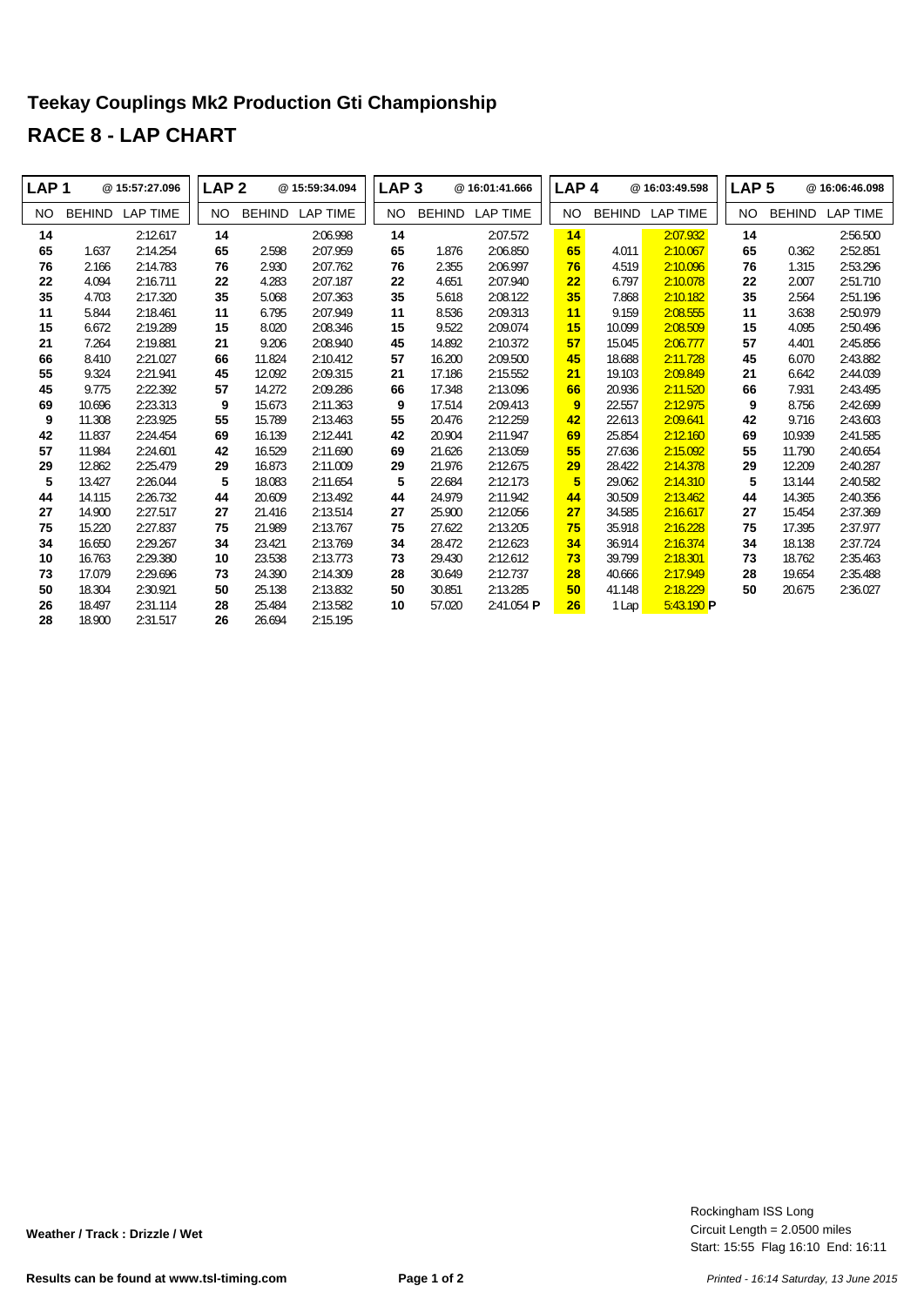# Teekay Couplings Mk2 Production Gti Championship

## RACE 8 - LAP CHART

| LAP 1 | | @ 15:57:27.096 | LAP 2 | | @ 15:59:34.094 | LAP 3 | | @ 16:01:41.666 | LAP 4 | | @ 16:03:49.598 | LAP 5 | | @ 16:06:46.098 |
|---|---|---|---|---|---|---|---|---|---|---|---|---|---|---|
| NO | BEHIND | LAP TIME | NO | BEHIND | LAP TIME | NO | BEHIND | LAP TIME | NO | BEHIND | LAP TIME | NO | BEHIND | LAP TIME |
| 14 | | 2:12.617 | 14 | | 2:06.998 | 14 | | 2:07.572 | 14 | | 2:07.932 | 14 | | 2:56.500 |
| 65 | 1.637 | 2:14.254 | 65 | 2.598 | 2:07.959 | 65 | 1.876 | 2:06.850 | 65 | 4.011 | 2:10.067 | 65 | 0.362 | 2:52.851 |
| 76 | 2.166 | 2:14.783 | 76 | 2.930 | 2:07.762 | 76 | 2.355 | 2:06.997 | 76 | 4.519 | 2:10.096 | 76 | 1.315 | 2:53.296 |
| 22 | 4.094 | 2:16.711 | 22 | 4.283 | 2:07.187 | 22 | 4.651 | 2:07.940 | 22 | 6.797 | 2:10.078 | 22 | 2.007 | 2:51.710 |
| 35 | 4.703 | 2:17.320 | 35 | 5.068 | 2:07.363 | 35 | 5.618 | 2:08.122 | 35 | 7.868 | 2:10.182 | 35 | 2.564 | 2:51.196 |
| 11 | 5.844 | 2:18.461 | 11 | 6.795 | 2:07.949 | 11 | 8.536 | 2:09.313 | 11 | 9.159 | 2:08.555 | 11 | 3.638 | 2:50.979 |
| 15 | 6.672 | 2:19.289 | 15 | 8.020 | 2:08.346 | 15 | 9.522 | 2:09.074 | 15 | 10.099 | 2:08.509 | 15 | 4.095 | 2:50.496 |
| 21 | 7.264 | 2:19.881 | 21 | 9.206 | 2:08.940 | 45 | 14.892 | 2:10.372 | 57 | 15.045 | 2:06.777 | 57 | 4.401 | 2:45.856 |
| 66 | 8.410 | 2:21.027 | 66 | 11.824 | 2:10.412 | 57 | 16.200 | 2:09.500 | 45 | 18.688 | 2:11.728 | 45 | 6.070 | 2:43.882 |
| 55 | 9.324 | 2:21.941 | 45 | 12.092 | 2:09.315 | 21 | 17.186 | 2:15.552 | 21 | 19.103 | 2:09.849 | 21 | 6.642 | 2:44.039 |
| 45 | 9.775 | 2:22.392 | 57 | 14.272 | 2:09.286 | 66 | 17.348 | 2:13.096 | 66 | 20.936 | 2:11.520 | 66 | 7.931 | 2:43.495 |
| 69 | 10.696 | 2:23.313 | 9 | 15.673 | 2:11.363 | 9 | 17.514 | 2:09.413 | 9 | 22.557 | 2:12.975 | 9 | 8.756 | 2:42.699 |
| 9 | 11.308 | 2:23.925 | 55 | 15.789 | 2:13.463 | 55 | 20.476 | 2:12.259 | 42 | 22.613 | 2:09.641 | 42 | 9.716 | 2:43.603 |
| 42 | 11.837 | 2:24.454 | 69 | 16.139 | 2:12.441 | 42 | 20.904 | 2:11.947 | 69 | 25.854 | 2:12.160 | 69 | 10.939 | 2:41.585 |
| 57 | 11.984 | 2:24.601 | 42 | 16.529 | 2:11.690 | 69 | 21.626 | 2:13.059 | 55 | 27.636 | 2:15.092 | 55 | 11.790 | 2:40.654 |
| 29 | 12.862 | 2:25.479 | 29 | 16.873 | 2:11.009 | 29 | 21.976 | 2:12.675 | 29 | 28.422 | 2:14.378 | 29 | 12.209 | 2:40.287 |
| 5 | 13.427 | 2:26.044 | 5 | 18.083 | 2:11.654 | 5 | 22.684 | 2:12.173 | 5 | 29.062 | 2:14.310 | 5 | 13.144 | 2:40.582 |
| 44 | 14.115 | 2:26.732 | 44 | 20.609 | 2:13.492 | 44 | 24.979 | 2:11.942 | 44 | 30.509 | 2:13.462 | 44 | 14.365 | 2:40.356 |
| 27 | 14.900 | 2:27.517 | 27 | 21.416 | 2:13.514 | 27 | 25.900 | 2:12.056 | 27 | 34.585 | 2:16.617 | 27 | 15.454 | 2:37.369 |
| 75 | 15.220 | 2:27.837 | 75 | 21.989 | 2:13.767 | 75 | 27.622 | 2:13.205 | 75 | 35.918 | 2:16.228 | 75 | 17.395 | 2:37.977 |
| 34 | 16.650 | 2:29.267 | 34 | 23.421 | 2:13.769 | 34 | 28.472 | 2:12.623 | 34 | 36.914 | 2:16.374 | 34 | 18.138 | 2:37.724 |
| 10 | 16.763 | 2:29.380 | 10 | 23.538 | 2:13.773 | 73 | 29.430 | 2:12.612 | 73 | 39.799 | 2:18.301 | 73 | 18.762 | 2:35.463 |
| 73 | 17.079 | 2:29.696 | 73 | 24.390 | 2:14.309 | 28 | 30.649 | 2:12.737 | 28 | 40.666 | 2:17.949 | 28 | 19.654 | 2:35.488 |
| 50 | 18.304 | 2:30.921 | 50 | 25.138 | 2:13.832 | 50 | 30.851 | 2:13.285 | 50 | 41.148 | 2:18.229 | 50 | 20.675 | 2:36.027 |
| 26 | 18.497 | 2:31.114 | 28 | 25.484 | 2:13.582 | 10 | 57.020 | 2:41.054 **P** | 26 | 1 Lap | 5:43.190 **P** | | | |
| 28 | 18.900 | 2:31.517 | 26 | 26.694 | 2:15.195 | | | | | | | | | |

**Weather / Track : Drizzle / Wet**

Rockingham ISS Long
Circuit Length = 2.0500 miles
Start: 15:55 Flag 16:10 End: 16:11

**Results can be found at www.tsl-timing.com**

*Printed - 16:14 Saturday, 13 June 2015*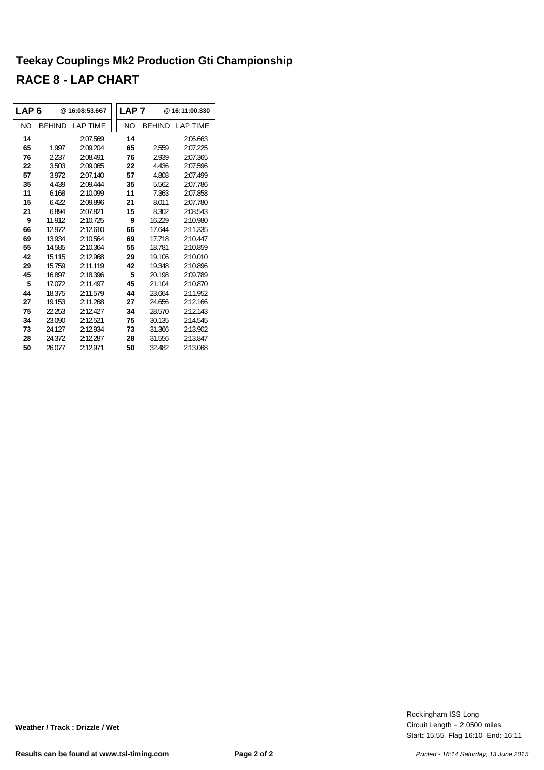# Teekay Couplings Mk2 Production Gti Championship

## RACE 8 - LAP CHART

| LAP 6 | @ 16:08:53.667 | | LAP 7 | @ 16:11:00.330 | |
|---|---|---|---|---|---|
| NO | BEHIND | LAP TIME | NO | BEHIND | LAP TIME |
| **14** | | 2:07.569 | **14** | | 2:06.663 |
| **65** | 1.997 | 2:09.204 | **65** | 2.559 | 2:07.225 |
| **76** | 2.237 | 2:08.491 | **76** | 2.939 | 2:07.365 |
| **22** | 3.503 | 2:09.065 | **22** | 4.436 | 2:07.596 |
| **57** | 3.972 | 2:07.140 | **57** | 4.808 | 2:07.499 |
| **35** | 4.439 | 2:09.444 | **35** | 5.562 | 2:07.786 |
| **11** | 6.168 | 2:10.099 | **11** | 7.363 | 2:07.858 |
| **15** | 6.422 | 2:09.896 | **21** | 8.011 | 2:07.780 |
| **21** | 6.894 | 2:07.821 | **15** | 8.302 | 2:08.543 |
| **9** | 11.912 | 2:10.725 | **9** | 16.229 | 2:10.980 |
| **66** | 12.972 | 2:12.610 | **66** | 17.644 | 2:11.335 |
| **69** | 13.934 | 2:10.564 | **69** | 17.718 | 2:10.447 |
| **55** | 14.585 | 2:10.364 | **55** | 18.781 | 2:10.859 |
| **42** | 15.115 | 2:12.968 | **29** | 19.106 | 2:10.010 |
| **29** | 15.759 | 2:11.119 | **42** | 19.348 | 2:10.896 |
| **45** | 16.897 | 2:18.396 | **5** | 20.198 | 2:09.789 |
| **5** | 17.072 | 2:11.497 | **45** | 21.104 | 2:10.870 |
| **44** | 18.375 | 2:11.579 | **44** | 23.664 | 2:11.952 |
| **27** | 19.153 | 2:11.268 | **27** | 24.656 | 2:12.166 |
| **75** | 22.253 | 2:12.427 | **34** | 28.570 | 2:12.143 |
| **34** | 23.090 | 2:12.521 | **75** | 30.135 | 2:14.545 |
| **73** | 24.127 | 2:12.934 | **73** | 31.366 | 2:13.902 |
| **28** | 24.372 | 2:12.287 | **28** | 31.556 | 2:13.847 |
| **50** | 26.077 | 2:12.971 | **50** | 32.482 | 2:13.068 |

**Weather / Track : Drizzle / Wet**

Rockingham ISS Long
Circuit Length = 2.0500 miles
Start: 15:55 Flag 16:10 End: 16:11

**Results can be found at www.tsl-timing.com**

*Printed - 16:14 Saturday, 13 June 2015*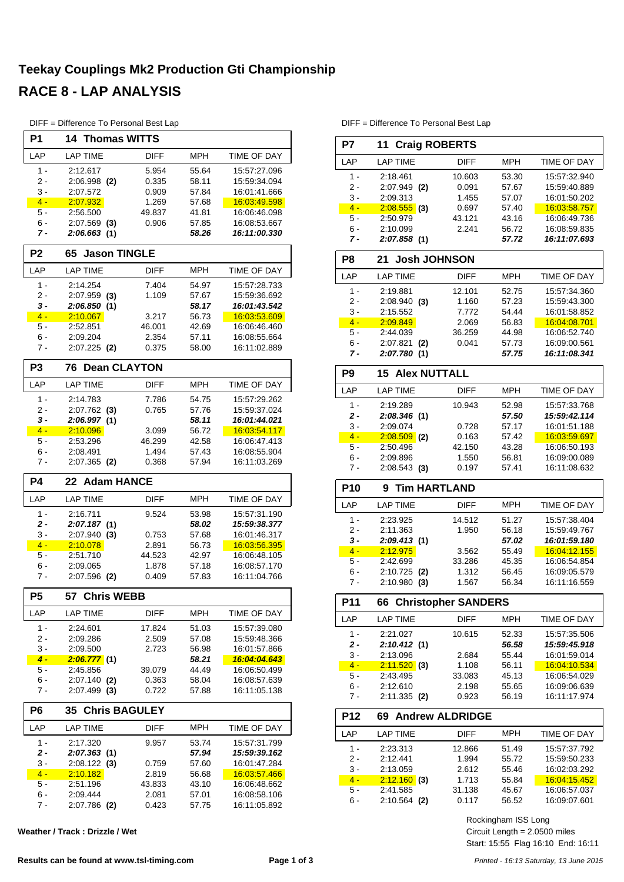# Teekay Couplings Mk2 Production Gti Championship

# RACE 8 - LAP ANALYSIS

DIFF = Difference To Personal Best Lap

**P1 — 14 Thomas WITTS**

| LAP | LAP TIME | DIFF | MPH | TIME OF DAY |
|---|---|---|---|---|
| 1 - | 2:12.617 | 5.954 | 55.64 | 15:57:27.096 |
| 2 - | 2:06.998 **(2)** | 0.335 | 58.11 | 15:59:34.094 |
| 3 - | 2:07.572 | 0.909 | 57.84 | 16:01:41.666 |
| 4 - | 2:07.932 | 1.269 | 57.68 | 16:03:49.598 |
| 5 - | 2:56.500 | 49.837 | 41.81 | 16:06:46.098 |
| 6 - | 2:07.569 **(3)** | 0.906 | 57.85 | 16:08:53.667 |
| ***7 -*** | ***2:06.663 (1)*** | | ***58.26*** | ***16:11:00.330*** |

**P2 — 65 Jason TINGLE**

| LAP | LAP TIME | DIFF | MPH | TIME OF DAY |
|---|---|---|---|---|
| 1 - | 2:14.254 | 7.404 | 54.97 | 15:57:28.733 |
| 2 - | 2:07.959 **(3)** | 1.109 | 57.67 | 15:59:36.692 |
| ***3 -*** | ***2:06.850 (1)*** | | ***58.17*** | ***16:01:43.542*** |
| 4 - | 2:10.067 | 3.217 | 56.73 | 16:03:53.609 |
| 5 - | 2:52.851 | 46.001 | 42.69 | 16:06:46.460 |
| 6 - | 2:09.204 | 2.354 | 57.11 | 16:08:55.664 |
| 7 - | 2:07.225 **(2)** | 0.375 | 58.00 | 16:11:02.889 |

**P3 — 76 Dean CLAYTON**

| LAP | LAP TIME | DIFF | MPH | TIME OF DAY |
|---|---|---|---|---|
| 1 - | 2:14.783 | 7.786 | 54.75 | 15:57:29.262 |
| 2 - | 2:07.762 **(3)** | 0.765 | 57.76 | 15:59:37.024 |
| ***3 -*** | ***2:06.997 (1)*** | | ***58.11*** | ***16:01:44.021*** |
| 4 - | 2:10.096 | 3.099 | 56.72 | 16:03:54.117 |
| 5 - | 2:53.296 | 46.299 | 42.58 | 16:06:47.413 |
| 6 - | 2:08.491 | 1.494 | 57.43 | 16:08:55.904 |
| 7 - | 2:07.365 **(2)** | 0.368 | 57.94 | 16:11:03.269 |

**P4 — 22 Adam HANCE**

| LAP | LAP TIME | DIFF | MPH | TIME OF DAY |
|---|---|---|---|---|
| 1 - | 2:16.711 | 9.524 | 53.98 | 15:57:31.190 |
| ***2 -*** | ***2:07.187 (1)*** | | ***58.02*** | ***15:59:38.377*** |
| 3 - | 2:07.940 **(3)** | 0.753 | 57.68 | 16:01:46.317 |
| 4 - | 2:10.078 | 2.891 | 56.73 | 16:03:56.395 |
| 5 - | 2:51.710 | 44.523 | 42.97 | 16:06:48.105 |
| 6 - | 2:09.065 | 1.878 | 57.18 | 16:08:57.170 |
| 7 - | 2:07.596 **(2)** | 0.409 | 57.83 | 16:11:04.766 |

**P5 — 57 Chris WEBB**

| LAP | LAP TIME | DIFF | MPH | TIME OF DAY |
|---|---|---|---|---|
| 1 - | 2:24.601 | 17.824 | 51.03 | 15:57:39.080 |
| 2 - | 2:09.286 | 2.509 | 57.08 | 15:59:48.366 |
| 3 - | 2:09.500 | 2.723 | 56.98 | 16:01:57.866 |
| ***4 -*** | ***2:06.777 (1)*** | | ***58.21*** | ***16:04:04.643*** |
| 5 - | 2:45.856 | 39.079 | 44.49 | 16:06:50.499 |
| 6 - | 2:07.140 **(2)** | 0.363 | 58.04 | 16:08:57.639 |
| 7 - | 2:07.499 **(3)** | 0.722 | 57.88 | 16:11:05.138 |

**P6 — 35 Chris BAGULEY**

| LAP | LAP TIME | DIFF | MPH | TIME OF DAY |
|---|---|---|---|---|
| 1 - | 2:17.320 | 9.957 | 53.74 | 15:57:31.799 |
| ***2 -*** | ***2:07.363 (1)*** | | ***57.94*** | ***15:59:39.162*** |
| 3 - | 2:08.122 **(3)** | 0.759 | 57.60 | 16:01:47.284 |
| 4 - | 2:10.182 | 2.819 | 56.68 | 16:03:57.466 |
| 5 - | 2:51.196 | 43.833 | 43.10 | 16:06:48.662 |
| 6 - | 2:09.444 | 2.081 | 57.01 | 16:08:58.106 |
| 7 - | 2:07.786 **(2)** | 0.423 | 57.75 | 16:11:05.892 |

**P7 — 11 Craig ROBERTS**

| LAP | LAP TIME | DIFF | MPH | TIME OF DAY |
|---|---|---|---|---|
| 1 - | 2:18.461 | 10.603 | 53.30 | 15:57:32.940 |
| 2 - | 2:07.949 **(2)** | 0.091 | 57.67 | 15:59:40.889 |
| 3 - | 2:09.313 | 1.455 | 57.07 | 16:01:50.202 |
| 4 - | 2:08.555 **(3)** | 0.697 | 57.40 | 16:03:58.757 |
| 5 - | 2:50.979 | 43.121 | 43.16 | 16:06:49.736 |
| 6 - | 2:10.099 | 2.241 | 56.72 | 16:08:59.835 |
| ***7 -*** | ***2:07.858 (1)*** | | ***57.72*** | ***16:11:07.693*** |

**P8 — 21 Josh JOHNSON**

| LAP | LAP TIME | DIFF | MPH | TIME OF DAY |
|---|---|---|---|---|
| 1 - | 2:19.881 | 12.101 | 52.75 | 15:57:34.360 |
| 2 - | 2:08.940 **(3)** | 1.160 | 57.23 | 15:59:43.300 |
| 3 - | 2:15.552 | 7.772 | 54.44 | 16:01:58.852 |
| 4 - | 2:09.849 | 2.069 | 56.83 | 16:04:08.701 |
| 5 - | 2:44.039 | 36.259 | 44.98 | 16:06:52.740 |
| 6 - | 2:07.821 **(2)** | 0.041 | 57.73 | 16:09:00.561 |
| ***7 -*** | ***2:07.780 (1)*** | | ***57.75*** | ***16:11:08.341*** |

**P9 — 15 Alex NUTTALL**

| LAP | LAP TIME | DIFF | MPH | TIME OF DAY |
|---|---|---|---|---|
| 1 - | 2:19.289 | 10.943 | 52.98 | 15:57:33.768 |
| ***2 -*** | ***2:08.346 (1)*** | | ***57.50*** | ***15:59:42.114*** |
| 3 - | 2:09.074 | 0.728 | 57.17 | 16:01:51.188 |
| 4 - | 2:08.509 **(2)** | 0.163 | 57.42 | 16:03:59.697 |
| 5 - | 2:50.496 | 42.150 | 43.28 | 16:06:50.193 |
| 6 - | 2:09.896 | 1.550 | 56.81 | 16:09:00.089 |
| 7 - | 2:08.543 **(3)** | 0.197 | 57.41 | 16:11:08.632 |

**P10 — 9 Tim HARTLAND**

| LAP | LAP TIME | DIFF | MPH | TIME OF DAY |
|---|---|---|---|---|
| 1 - | 2:23.925 | 14.512 | 51.27 | 15:57:38.404 |
| 2 - | 2:11.363 | 1.950 | 56.18 | 15:59:49.767 |
| ***3 -*** | ***2:09.413 (1)*** | | ***57.02*** | ***16:01:59.180*** |
| 4 - | 2:12.975 | 3.562 | 55.49 | 16:04:12.155 |
| 5 - | 2:42.699 | 33.286 | 45.35 | 16:06:54.854 |
| 6 - | 2:10.725 **(2)** | 1.312 | 56.45 | 16:09:05.579 |
| 7 - | 2:10.980 **(3)** | 1.567 | 56.34 | 16:11:16.559 |

**P11 — 66 Christopher SANDERS**

| LAP | LAP TIME | DIFF | MPH | TIME OF DAY |
|---|---|---|---|---|
| 1 - | 2:21.027 | 10.615 | 52.33 | 15:57:35.506 |
| ***2 -*** | ***2:10.412 (1)*** | | ***56.58*** | ***15:59:45.918*** |
| 3 - | 2:13.096 | 2.684 | 55.44 | 16:01:59.014 |
| 4 - | 2:11.520 **(3)** | 1.108 | 56.11 | 16:04:10.534 |
| 5 - | 2:43.495 | 33.083 | 45.13 | 16:06:54.029 |
| 6 - | 2:12.610 | 2.198 | 55.65 | 16:09:06.639 |
| 7 - | 2:11.335 **(2)** | 0.923 | 56.19 | 16:11:17.974 |

**P12 — 69 Andrew ALDRIDGE**

| LAP | LAP TIME | DIFF | MPH | TIME OF DAY |
|---|---|---|---|---|
| 1 - | 2:23.313 | 12.866 | 51.49 | 15:57:37.792 |
| 2 - | 2:12.441 | 1.994 | 55.72 | 15:59:50.233 |
| 3 - | 2:13.059 | 2.612 | 55.46 | 16:02:03.292 |
| 4 - | 2:12.160 **(3)** | 1.713 | 55.84 | 16:04:15.452 |
| 5 - | 2:41.585 | 31.138 | 45.67 | 16:06:57.037 |
| 6 - | 2:10.564 **(2)** | 0.117 | 56.52 | 16:09:07.601 |

**Weather / Track : Drizzle / Wet**

Rockingham ISS Long
Circuit Length = 2.0500 miles
Start: 15:55 Flag 16:10 End: 16:11

**Results can be found at www.tsl-timing.com**

*Printed - 16:13 Saturday, 13 June 2015*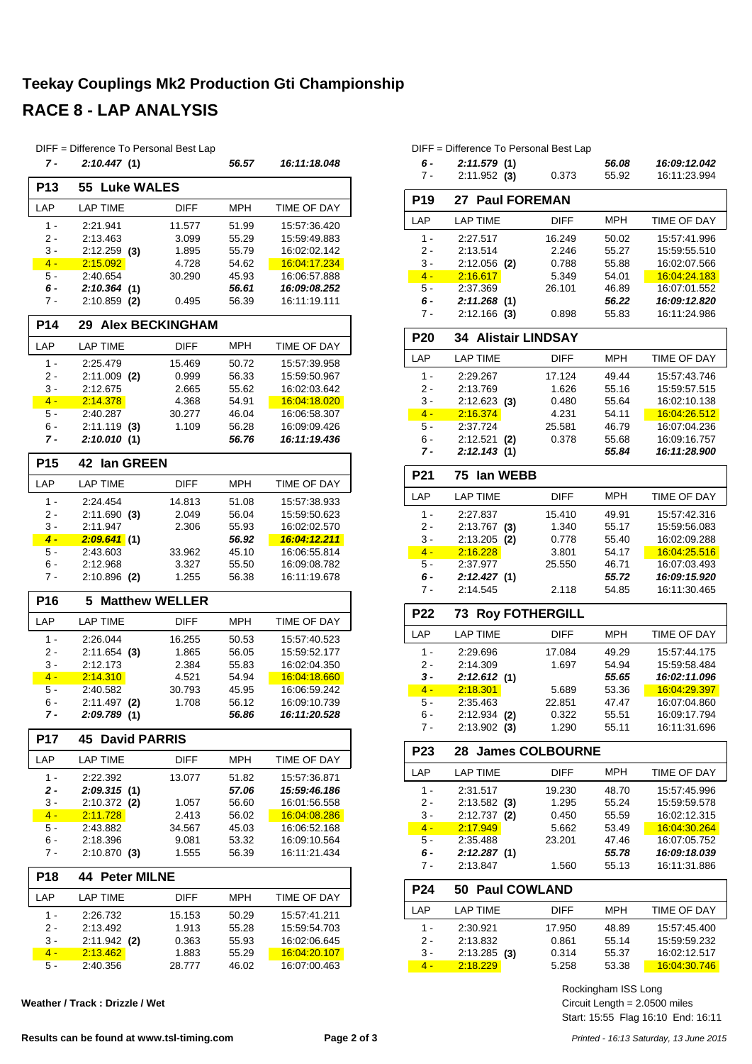# Teekay Couplings Mk2 Production Gti Championship

## RACE 8 - LAP ANALYSIS

DIFF = Difference To Personal Best Lap

| 7 - | 2:10.447 (1) | | 56.57 | 16:11:18.048 |
|---|---|---|---|---|

### P13 55 Luke WALES

| LAP | LAP TIME | DIFF | MPH | TIME OF DAY |
|---|---|---|---|---|
| 1 - | 2:21.941 | 11.577 | 51.99 | 15:57:36.420 |
| 2 - | 2:13.463 | 3.099 | 55.29 | 15:59:49.883 |
| 3 - | 2:12.259 (3) | 1.895 | 55.79 | 16:02:02.142 |
| 4 - | 2:15.092 | 4.728 | 54.62 | 16:04:17.234 |
| 5 - | 2:40.654 | 30.290 | 45.93 | 16:06:57.888 |
| ***6 -*** | ***2:10.364 (1)*** | | ***56.61*** | ***16:09:08.252*** |
| 7 - | 2:10.859 (2) | 0.495 | 56.39 | 16:11:19.111 |

### P14 29 Alex BECKINGHAM

| LAP | LAP TIME | DIFF | MPH | TIME OF DAY |
|---|---|---|---|---|
| 1 - | 2:25.479 | 15.469 | 50.72 | 15:57:39.958 |
| 2 - | 2:11.009 (2) | 0.999 | 56.33 | 15:59:50.967 |
| 3 - | 2:12.675 | 2.665 | 55.62 | 16:02:03.642 |
| 4 - | 2:14.378 | 4.368 | 54.91 | 16:04:18.020 |
| 5 - | 2:40.287 | 30.277 | 46.04 | 16:06:58.307 |
| 6 - | 2:11.119 (3) | 1.109 | 56.28 | 16:09:09.426 |
| ***7 -*** | ***2:10.010 (1)*** | | ***56.76*** | ***16:11:19.436*** |

### P15 42 Ian GREEN

| LAP | LAP TIME | DIFF | MPH | TIME OF DAY |
|---|---|---|---|---|
| 1 - | 2:24.454 | 14.813 | 51.08 | 15:57:38.933 |
| 2 - | 2:11.690 (3) | 2.049 | 56.04 | 15:59:50.623 |
| 3 - | 2:11.947 | 2.306 | 55.93 | 16:02:02.570 |
| ***4 -*** | ***2:09.641 (1)*** | | ***56.92*** | ***16:04:12.211*** |
| 5 - | 2:43.603 | 33.962 | 45.10 | 16:06:55.814 |
| 6 - | 2:12.968 | 3.327 | 55.50 | 16:09:08.782 |
| 7 - | 2:10.896 (2) | 1.255 | 56.38 | 16:11:19.678 |

### P16 5 Matthew WELLER

| LAP | LAP TIME | DIFF | MPH | TIME OF DAY |
|---|---|---|---|---|
| 1 - | 2:26.044 | 16.255 | 50.53 | 15:57:40.523 |
| 2 - | 2:11.654 (3) | 1.865 | 56.05 | 15:59:52.177 |
| 3 - | 2:12.173 | 2.384 | 55.83 | 16:02:04.350 |
| 4 - | 2:14.310 | 4.521 | 54.94 | 16:04:18.660 |
| 5 - | 2:40.582 | 30.793 | 45.95 | 16:06:59.242 |
| 6 - | 2:11.497 (2) | 1.708 | 56.12 | 16:09:10.739 |
| ***7 -*** | ***2:09.789 (1)*** | | ***56.86*** | ***16:11:20.528*** |

### P17 45 David PARRIS

| LAP | LAP TIME | DIFF | MPH | TIME OF DAY |
|---|---|---|---|---|
| 1 - | 2:22.392 | 13.077 | 51.82 | 15:57:36.871 |
| ***2 -*** | ***2:09.315 (1)*** | | ***57.06*** | ***15:59:46.186*** |
| 3 - | 2:10.372 (2) | 1.057 | 56.60 | 16:01:56.558 |
| 4 - | 2:11.728 | 2.413 | 56.02 | 16:04:08.286 |
| 5 - | 2:43.882 | 34.567 | 45.03 | 16:06:52.168 |
| 6 - | 2:18.396 | 9.081 | 53.32 | 16:09:10.564 |
| 7 - | 2:10.870 (3) | 1.555 | 56.39 | 16:11:21.434 |

### P18 44 Peter MILNE

| LAP | LAP TIME | DIFF | MPH | TIME OF DAY |
|---|---|---|---|---|
| 1 - | 2:26.732 | 15.153 | 50.29 | 15:57:41.211 |
| 2 - | 2:13.492 | 1.913 | 55.28 | 15:59:54.703 |
| 3 - | 2:11.942 (2) | 0.363 | 55.93 | 16:02:06.645 |
| 4 - | 2:13.462 | 1.883 | 55.29 | 16:04:20.107 |
| 5 - | 2:40.356 | 28.777 | 46.02 | 16:07:00.463 |
| ***6 -*** | ***2:11.579 (1)*** | | ***56.08*** | ***16:09:12.042*** |
| 7 - | 2:11.952 (3) | 0.373 | 55.92 | 16:11:23.994 |

### P19 27 Paul FOREMAN

| LAP | LAP TIME | DIFF | MPH | TIME OF DAY |
|---|---|---|---|---|
| 1 - | 2:27.517 | 16.249 | 50.02 | 15:57:41.996 |
| 2 - | 2:13.514 | 2.246 | 55.27 | 15:59:55.510 |
| 3 - | 2:12.056 (2) | 0.788 | 55.88 | 16:02:07.566 |
| 4 - | 2:16.617 | 5.349 | 54.01 | 16:04:24.183 |
| 5 - | 2:37.369 | 26.101 | 46.89 | 16:07:01.552 |
| ***6 -*** | ***2:11.268 (1)*** | | ***56.22*** | ***16:09:12.820*** |
| 7 - | 2:12.166 (3) | 0.898 | 55.83 | 16:11:24.986 |

### P20 34 Alistair LINDSAY

| LAP | LAP TIME | DIFF | MPH | TIME OF DAY |
|---|---|---|---|---|
| 1 - | 2:29.267 | 17.124 | 49.44 | 15:57:43.746 |
| 2 - | 2:13.769 | 1.626 | 55.16 | 15:59:57.515 |
| 3 - | 2:12.623 (3) | 0.480 | 55.64 | 16:02:10.138 |
| 4 - | 2:16.374 | 4.231 | 54.11 | 16:04:26.512 |
| 5 - | 2:37.724 | 25.581 | 46.79 | 16:07:04.236 |
| 6 - | 2:12.521 (2) | 0.378 | 55.68 | 16:09:16.757 |
| ***7 -*** | ***2:12.143 (1)*** | | ***55.84*** | ***16:11:28.900*** |

### P21 75 Ian WEBB

| LAP | LAP TIME | DIFF | MPH | TIME OF DAY |
|---|---|---|---|---|
| 1 - | 2:27.837 | 15.410 | 49.91 | 15:57:42.316 |
| 2 - | 2:13.767 (3) | 1.340 | 55.17 | 15:59:56.083 |
| 3 - | 2:13.205 (2) | 0.778 | 55.40 | 16:02:09.288 |
| 4 - | 2:16.228 | 3.801 | 54.17 | 16:04:25.516 |
| 5 - | 2:37.977 | 25.550 | 46.71 | 16:07:03.493 |
| ***6 -*** | ***2:12.427 (1)*** | | ***55.72*** | ***16:09:15.920*** |
| 7 - | 2:14.545 | 2.118 | 54.85 | 16:11:30.465 |

### P22 73 Roy FOTHERGILL

| LAP | LAP TIME | DIFF | MPH | TIME OF DAY |
|---|---|---|---|---|
| 1 - | 2:29.696 | 17.084 | 49.29 | 15:57:44.175 |
| 2 - | 2:14.309 | 1.697 | 54.94 | 15:59:58.484 |
| ***3 -*** | ***2:12.612 (1)*** | | ***55.65*** | ***16:02:11.096*** |
| 4 - | 2:18.301 | 5.689 | 53.36 | 16:04:29.397 |
| 5 - | 2:35.463 | 22.851 | 47.47 | 16:07:04.860 |
| 6 - | 2:12.934 (2) | 0.322 | 55.51 | 16:09:17.794 |
| 7 - | 2:13.902 (3) | 1.290 | 55.11 | 16:11:31.696 |

### P23 28 James COLBOURNE

| LAP | LAP TIME | DIFF | MPH | TIME OF DAY |
|---|---|---|---|---|
| 1 - | 2:31.517 | 19.230 | 48.70 | 15:57:45.996 |
| 2 - | 2:13.582 (3) | 1.295 | 55.24 | 15:59:59.578 |
| 3 - | 2:12.737 (2) | 0.450 | 55.59 | 16:02:12.315 |
| 4 - | 2:17.949 | 5.662 | 53.49 | 16:04:30.264 |
| 5 - | 2:35.488 | 23.201 | 47.46 | 16:07:05.752 |
| ***6 -*** | ***2:12.287 (1)*** | | ***55.78*** | ***16:09:18.039*** |
| 7 - | 2:13.847 | 1.560 | 55.13 | 16:11:31.886 |

### P24 50 Paul COWLAND

| LAP | LAP TIME | DIFF | MPH | TIME OF DAY |
|---|---|---|---|---|
| 1 - | 2:30.921 | 17.950 | 48.89 | 15:57:45.400 |
| 2 - | 2:13.832 | 0.861 | 55.14 | 15:59:59.232 |
| 3 - | 2:13.285 (3) | 0.314 | 55.37 | 16:02:12.517 |
| 4 - | 2:18.229 | 5.258 | 53.38 | 16:04:30.746 |

Weather / Track : Drizzle / Wet

Rockingham ISS Long
Circuit Length = 2.0500 miles
Start: 15:55 Flag 16:10 End: 16:11

Results can be found at www.tsl-timing.com

*Printed - 16:13 Saturday, 13 June 2015*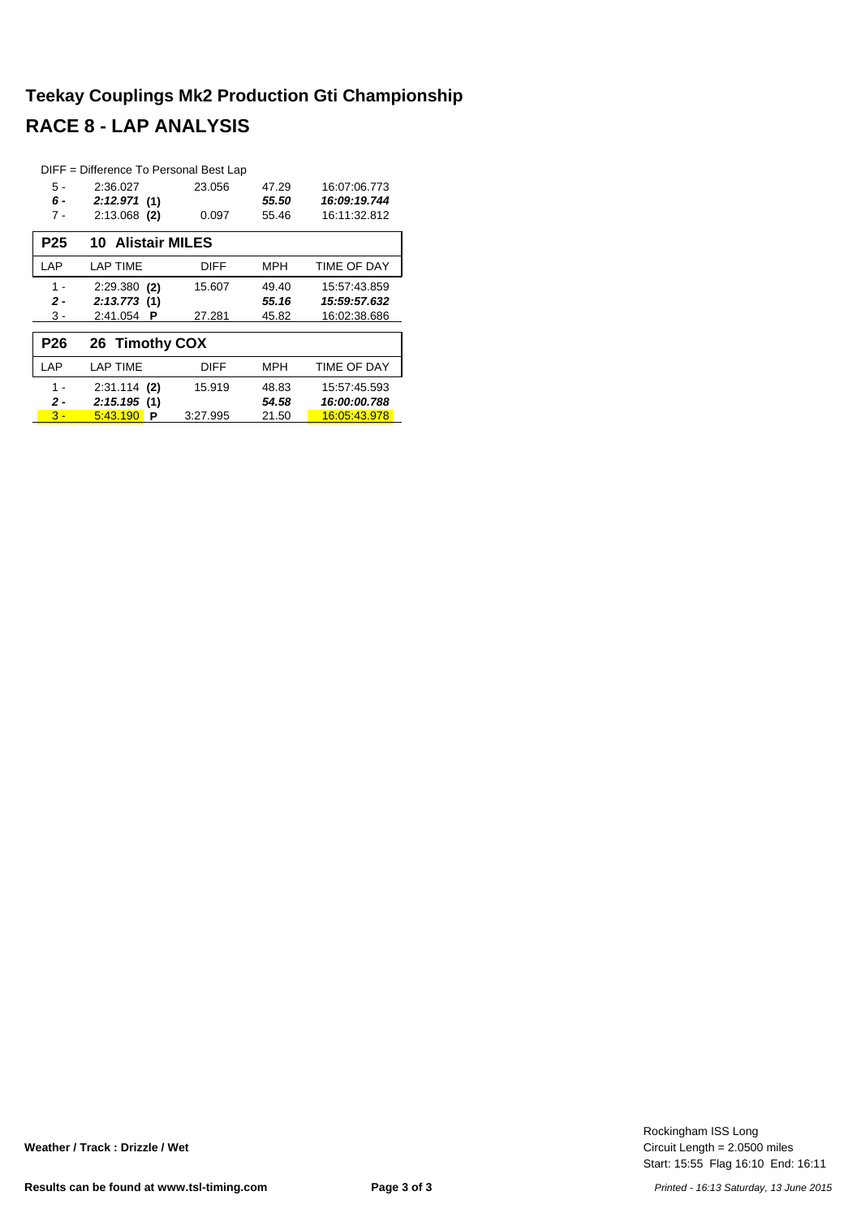# Teekay Couplings Mk2 Production Gti Championship

## RACE 8 - LAP ANALYSIS

DIFF = Difference To Personal Best Lap

| | | | | |
|---|---|---|---|---|
| 5 - | 2:36.027 | 23.056 | 47.29 | 16:07:06.773 |
| ***6 -*** | ***2:12.971*** **(1)** | | ***55.50*** | ***16:09:19.744*** |
| 7 - | 2:13.068 **(2)** | 0.097 | 55.46 | 16:11:32.812 |

**P25 — 10 Alistair MILES**

| LAP | LAP TIME | DIFF | MPH | TIME OF DAY |
|---|---|---|---|---|
| 1 - | 2:29.380 **(2)** | 15.607 | 49.40 | 15:57:43.859 |
| ***2 -*** | ***2:13.773*** **(1)** | | ***55.16*** | ***15:59:57.632*** |
| 3 - | 2:41.054 **P** | 27.281 | 45.82 | 16:02:38.686 |

**P26 — 26 Timothy COX**

| LAP | LAP TIME | DIFF | MPH | TIME OF DAY |
|---|---|---|---|---|
| 1 - | 2:31.114 **(2)** | 15.919 | 48.83 | 15:57:45.593 |
| ***2 -*** | ***2:15.195*** **(1)** | | ***54.58*** | ***16:00:00.788*** |
| 3 - | 5:43.190 **P** | 3:27.995 | 21.50 | 16:05:43.978 |

**Weather / Track : Drizzle / Wet**

Rockingham ISS Long
Circuit Length = 2.0500 miles
Start: 15:55 Flag 16:10 End: 16:11

**Results can be found at www.tsl-timing.com**

*Printed - 16:13 Saturday, 13 June 2015*